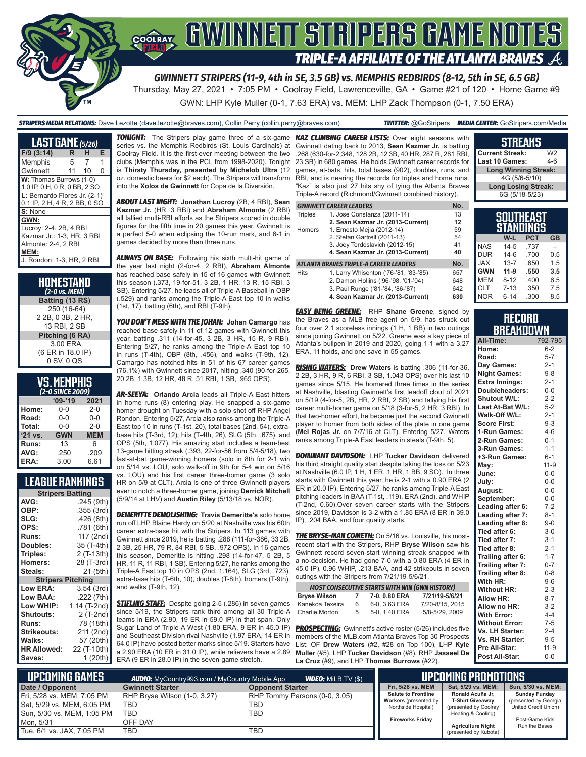# GWINNETT STRIPERS GAME NOTES

## TRIPLE-A AFFILIATE OF THE ATLANTA BRAVES

### GWINNETT STRIPERS (11-9, 4th in SE, 3.5 GB) vs. MEMPHIS REDBIRDS (8-12, 5th in SE, 6.5 GB)

Thursday, May 27, 2021 • 7:05 PM • Coolray Field, Lawrenceville, GA • Game #21 of 120 • Home Game #9

GWN: LHP Kyle Muller (0-1, 7.63 ERA) vs. MEM: LHP Zack Thompson (0-1, 7.50 ERA)

**STRIPERS MEDIA RELATIONS:** Dave Lezotte (dave.lezotte@braves.com), Collin Perry (collin.perry@braves.com) **TWITTER:** @GoStripers **MEDIA CENTER:** GoStripers.com/Media

## LAST GAME (5/26)

| F/9 (3:14) | R | H | E |
|---|---|---|---|
| Memphis | 5 | 7 | 1 |
| Gwinnett | 11 | 10 | 0 |

**W:** Thomas Burrows (1-0)
1.0 IP, 0 H, 0 R, 0 BB, 2 SO

**L:** Bernardo Flores Jr. (2-1)
0.1 IP, 2 H, 4 R, 2 BB, 0 SO

**S:** None

**GWN:**
Lucroy: 2-4, 2B, 4 RBI
Kazmar Jr.: 1-3, HR, 3 RBI
Almonte: 2-4, 2 RBI

**MEM:**
J. Rondon: 1-3, HR, 2 RBI

## HOMESTAND
*(2-0 vs. MEM)*

**Batting (13 RS)**
.250 (16-64)
2 2B, 0 3B, 2 HR,
13 RBI, 2 SB

**Pitching (6 RA)**
3.00 ERA
(6 ER in 18.0 IP)
0 SV, 0 QS

## VS. MEMPHIS
*(2-0 SINCE 2009)*

| | '09-'19 | 2021 |
|---|---|---|
| Home: | 0-0 | 2-0 |
| Road: | 0-0 | 0-0 |
| Total: | 0-0 | 2-0 |
| '21 vs. | GWN | MEM |
| Runs: | 13 | 6 |
| AVG: | .250 | .209 |
| ERA: | 3.00 | 6.61 |

## LEAGUE RANKINGS

| Stripers Batting | |
|---|---|
| AVG: | .245 (9th) |
| OBP: | .355 (3rd) |
| SLG: | .426 (8th) |
| OPS: | .781 (6th) |
| Runs: | 117 (2nd) |
| Doubles: | 35 (T-4th) |
| Triples: | 2 (T-13th) |
| Homers: | 28 (T-3rd) |
| Steals: | 21 (5th) |
| **Stripers Pitching** | |
| Low ERA: | 3.54 (3rd) |
| Low BAA: | .222 (7th) |
| Low WHIP: | 1.14 (T-2nd) |
| Shutouts: | 2 (T-2nd) |
| Runs: | 78 (18th) |
| Strikeouts: | 211 (2nd) |
| Walks: | 57 (20th) |
| HR Allowed: | 22 (T-10th) |
| Saves: | 1 (20th) |

***TONIGHT:*** The Stripers play game three of a six-game series vs. the Memphis Redbirds (St. Louis Cardinals) at Coolray Field. It is the first-ever meeting between the two clubs (Memphis was in the PCL from 1998-2020). Tonight is **Thirsty Thursday, presented by Michelob Ultra** (12 oz. domestic beers for $2 each). The Stripers will transform into the **Xolos de Gwinnett** for Copa de la Diversión.

***ABOUT LAST NIGHT:*** **Jonathan Lucroy** (2B, 4 RBI), **Sean Kazmar Jr.** (HR, 3 RBI) and **Abraham Almonte** (2 RBI) all tallied multi-RBI efforts as the Stripers scored in double figures for the fifth time in 20 games this year. Gwinnett is a perfect 5-0 when eclipsing the 10-run mark, and 6-1 in games decided by more than three runs.

***ALWAYS ON BASE:*** Following his sixth multi-hit game of the year last night (2-for-4, 2 RBI), **Abraham Almonte** has reached base safely in 15 of 16 games with Gwinnett this season (.373, 19-for-51, 3 2B, 1 HR, 13 R, 15 RBI, 3 SB). Entering 5/27, he leads all of Triple-A Baseball in OBP (.529) and ranks among the Triple-A East top 10 in walks (1st, 17), batting (6th), and RBI (T-9th).

***YOU DON'T MESS WITH THE JOHAN:*** **Johan Camargo** has reached base safely in 11 of 12 games with Gwinnett this year, batting .311 (14-for-45, 3 2B, 3 HR, 15 R, 9 RBI). Entering 5/27, he ranks among the Triple-A East top 10 in runs (T-4th), OBP (8th, .456), and walks (T-9th, 12). Camargo has notched hits in 51 of his 67 career games (76.1%) with Gwinnett since 2017, hitting .340 (90-for-265, 20 2B, 1 3B, 12 HR, 48 R, 51 RBI, 1 SB, .965 OPS).

***AR-SEEYA:*** **Orlando Arcia** leads all Triple-A East hitters in home runs (8) entering play. He snapped a six-game homer drought on Tuesday with a solo shot off RHP Angel Rondon. Entering 5/27, Arcia also ranks among the Triple-A East top 10 in runs (T-1st, 20), total bases (2nd, 54), extra-base hits (T-3rd, 12), hits (T-4th, 26), SLG (5th, .675), and OPS (5th, 1.077). His amazing start includes a team-best 13-game hitting streak (.393, 22-for-56 from 5/4-5/18), two last-at-bat game-winning homers (solo in 8th for 2-1 win on 5/14 vs. LOU, solo walk-off in 9th for 5-4 win on 5/16 vs. LOU) and his first career three-homer game (3 solo HR on 5/9 at CLT). Arcia is one of three Gwinnett players ever to notch a three-homer game, joining **Derrick Mitchell** (5/9/14 at LHV) and **Austin Riley** (5/13/18 vs. NOR).

***DEMERITTE DEMOLISHING:*** **Travis Demeritte's** solo home run off LHP Blaine Hardy on 5/20 at Nashville was his 60th career extra-base hit with the Stripers. In 113 games with Gwinnett since 2019, he is batting .288 (111-for-386, 33 2B, 2 3B, 25 HR, 79 R, 84 RBI, 5 SB, .972 OPS). In 16 games this season, Demeritte is hitting .298 (14-for-47, 5 2B, 5 HR, 11 R, 11 RBI, 1 SB). Entering 5/27, he ranks among the Triple-A East top 10 in OPS (2nd, 1.164), SLG (3rd, .723), extra-base hits (T-6th, 10), doubles (T-8th), homers (T-9th), and walks (T-9th, 12).

***STIFLING STAFF:*** Despite going 2-5 (.286) in seven games since 5/19, the Stripers rank third among all 30 Triple-A teams in ERA (2.90, 19 ER in 59.0 IP) in that span. Only Sugar Land of Triple-A West (1.80 ERA, 9 ER in 45.0 IP) and Southeast Division rival Nashville (1.97 ERA, 14 ER in 64.0 IP) have posted better marks since 5/19. Starters have a 2.90 ERA (10 ER in 31.0 IP), while relievers have a 2.89 ERA (9 ER in 28.0 IP) in the seven-game stretch.

***KAZ CLIMBING CAREER LISTS:*** Over eight seasons with Gwinnett dating back to 2013, **Sean Kazmar Jr.** is batting .268 (630-for-2,348, 128 2B, 12 3B, 40 HR, 287 R, 281 RBI, 23 SB) in 680 games. He holds Gwinnett career records for games, at-bats, hits, total bases (902), doubles, runs, and RBI, and is nearing the records for triples and home runs. "Kaz" is also just 27 hits shy of tying the Atlanta Braves Triple-A record (Richmond/Gwinnett combined history).

| GWINNETT CAREER LEADERS | | No. |
|---|---|---|
| Triples | 1. Jose Constanza (2011-14) | 13 |
| | **2. Sean Kazmar Jr. (2013-Current)** | **12** |
| Homers | 1. Ernesto Mejia (2012-14) | 59 |
| | 2. Stefan Gartrell (2011-13) | 54 |
| | 3. Joey Terdoslavich (2012-15) | 41 |
| | **4. Sean Kazmar Jr. (2013-Current)** | **40** |
| **ATLANTA BRAVES TRIPLE-A CAREER LEADERS** | | **No.** |
| Hits | 1. Larry Whisenton ('76-'81, '83-'85) | 657 |
| | 2. Damon Hollins ('96-'98, '01-'04) | 648 |
| | 3. Paul Runge ('81-'84, '86-'87) | 642 |
| | **4. Sean Kazmar Jr. (2013-Current)** | **630** |

***EASY BEING GREENE:*** RHP **Shane Greene**, signed by the Braves as a MLB free agent on 5/9, has struck out four over 2.1 scoreless innings (1 H, 1 BB) in two outings since joining Gwinnett on 5/22. Greene was a key piece of Atlanta's bullpen in 2019 and 2020, going 1-1 with a 3.27 ERA, 11 holds, and one save in 55 games.

***RISING WATERS:*** **Drew Waters** is batting .306 (11-for-36, 2 2B, 3 HR, 9 R, 6 RBI, 3 SB, 1.043 OPS) over his last 10 games since 5/15. He homered three times in the series at Nashville, blasting Gwinnett's first leadoff clout of 2021 on 5/19 (4-for-5, 2B, HR, 2 RBI, 2 SB) and tallying his first career multi-homer game on 5/18 (3-for-5, 2 HR, 3 RBI). In that two-homer effort, he became just the second Gwinnett player to homer from both sides of the plate in one game (**Mel Rojas Jr.** on 7/7/16 at CLT). Entering 5/27, Waters ranks among Triple-A East leaders in steals (T-9th, 5).

***DOMINANT DAVIDSON:*** LHP **Tucker Davidson** delivered his third straight quality start despite taking the loss on 5/23 at Nashville (6.0 IP, 1 H, 1 ER, 1 HR, 1 BB, 9 SO). In three starts with Gwinnett this year, he is 2-1 with a 0.90 ERA (2 ER in 20.0 IP). Entering 5/27, he ranks among Triple-A East pitching leaders in BAA (T-1st, .119), ERA (2nd, 0.90), and WHIP (T-2nd, 0.60). Over seven career starts with the Stripers since 2019, Davidson is 3-2 with a 1.85 ERA (8 ER in 39.0 IP), .204 BAA, and four quality starts.

***THE BRYSE-MAN COMETH:*** On 5/16 vs. Louisville, his most-recent start with the Stripers, RHP **Bryse Wilson** saw his Gwinnett record seven-start winning streak snapped with a no-decision. He had gone 7-0 with a 0.80 ERA (4 ER in 45.0 IP), 0.96 WHIP, .213 BAA, and 42 strikeouts in seven outings with the Stripers from 7/21/19-5/6/21.

| MOST CONSECUTIVE STARTS WITH WIN (GWN HISTORY) | | | |
|---|---|---|---|
| **Bryse Wilson** | **7** | **7-0, 0.80 ERA** | **7/21/19-5/6/21** |
| Kanekoa Texeira | 6 | 6-0, 3.63 ERA | 7/20-8/15, 2015 |
| Charlie Morton | 5 | 5-0, 1.40 ERA | 5/8-5/29, 2009 |

***PROSPECTING:*** Gwinnett's active roster (5/26) includes five members of the MLB.com Atlanta Braves Top 30 Prospects List: OF **Drew Waters** (#2, #28 on Top 100), LHP **Kyle Muller** (#5), LHP **Tucker Davidson** (#8), RHP **Jasseel De La Cruz** (#9), and LHP **Thomas Burrows** (#22).

## STREAKS

| | |
|---|---|
| Current Streak: | W2 |
| Last 10 Games: | 4-6 |
| **Long Winning Streak:** | |
| 4G (5/6-5/10) | |
| **Long Losing Streak:** | |
| 6G (5/18-5/23) | |

## SOUTHEAST STANDINGS

| | W-L | PCT | GB |
|---|---|---|---|
| NAS | 14-5 | .737 | -- |
| DUR | 14-6 | .700 | 0.5 |
| JAX | 13-7 | .650 | 1.5 |
| **GWN** | **11-9** | **.550** | **3.5** |
| MEM | 8-12 | .400 | 6.5 |
| CLT | 7-13 | .350 | 7.5 |
| NOR | 6-14 | .300 | 8.5 |

## RECORD BREAKDOWN

| | |
|---|---|
| All-Time: | 792-795 |
| Home: | 6-2 |
| Road: | 5-7 |
| Day Games: | 2-1 |
| Night Games: | 9-8 |
| Extra Innings: | 2-1 |
| Doubleheaders: | 0-0 |
| Shutout W/L: | 2-2 |
| Last At-Bat W/L: | 5-2 |
| Walk-Off W/L: | 2-1 |
| Score First: | 9-3 |
| 1-Run Games: | 4-6 |
| 2-Run Games: | 0-1 |
| 3-Run Games: | 1-1 |
| +3-Run Games: | 6-1 |
| May: | 11-9 |
| June: | 0-0 |
| July: | 0-0 |
| August: | 0-0 |
| September: | 0-0 |
| Leading after 6: | 7-2 |
| Leading after 7: | 8-1 |
| Leading after 8: | 9-0 |
| Tied after 6: | 3-0 |
| Tied after 7: | 3-1 |
| Tied after 8: | 2-1 |
| Trailing after 6: | 1-7 |
| Trailing after 7: | 0-7 |
| Trailing after 8: | 0-8 |
| With HR: | 9-6 |
| Without HR: | 2-3 |
| Allow HR: | 8-7 |
| Allow no HR: | 3-2 |
| With Error: | 4-4 |
| Without Error: | 7-5 |
| Vs. LH Starter: | 2-4 |
| Vs. RH Starter: | 9-5 |
| Pre All-Star: | 11-9 |
| Post All-Star: | 0-0 |

## UPCOMING GAMES

**AUDIO:** MyCountry993.com / MyCountry Mobile App **VIDEO:** MiLB.TV ($)

| Date / Opponent | Gwinnett Starter | Opponent Starter |
|---|---|---|
| Fri, 5/28 vs. MEM, 7:05 PM | RHP Bryse Wilson (1-0, 3.27) | RHP Tommy Parsons (0-0, 3.05) |
| Sat, 5/29 vs. MEM, 6:05 PM | TBD | TBD |
| Sun, 5/30 vs. MEM, 1:05 PM | TBD | TBD |
| Mon, 5/31 | OFF DAY | |
| Tue, 6/1 vs. JAX, 7:05 PM | TBD | TBD |

## UPCOMING PROMOTIONS

| Fri, 5/28 vs. MEM | Sat, 5/29 vs. MEM: | Sun, 5/30 vs. MEM: |
|---|---|---|
| **Salute to Frontline Workers** (presented by Northside Hospital) | **Ronald Acuña Jr. T-Shirt Giveaway** (presented by Coolray Heating & Cooling) | **Sunday Funday** (presented by Georgia United Credit Union) |
| **Fireworks Friday** | **Agriculture Night** (presented by Kubota) | Post-Game Kids Run the Bases |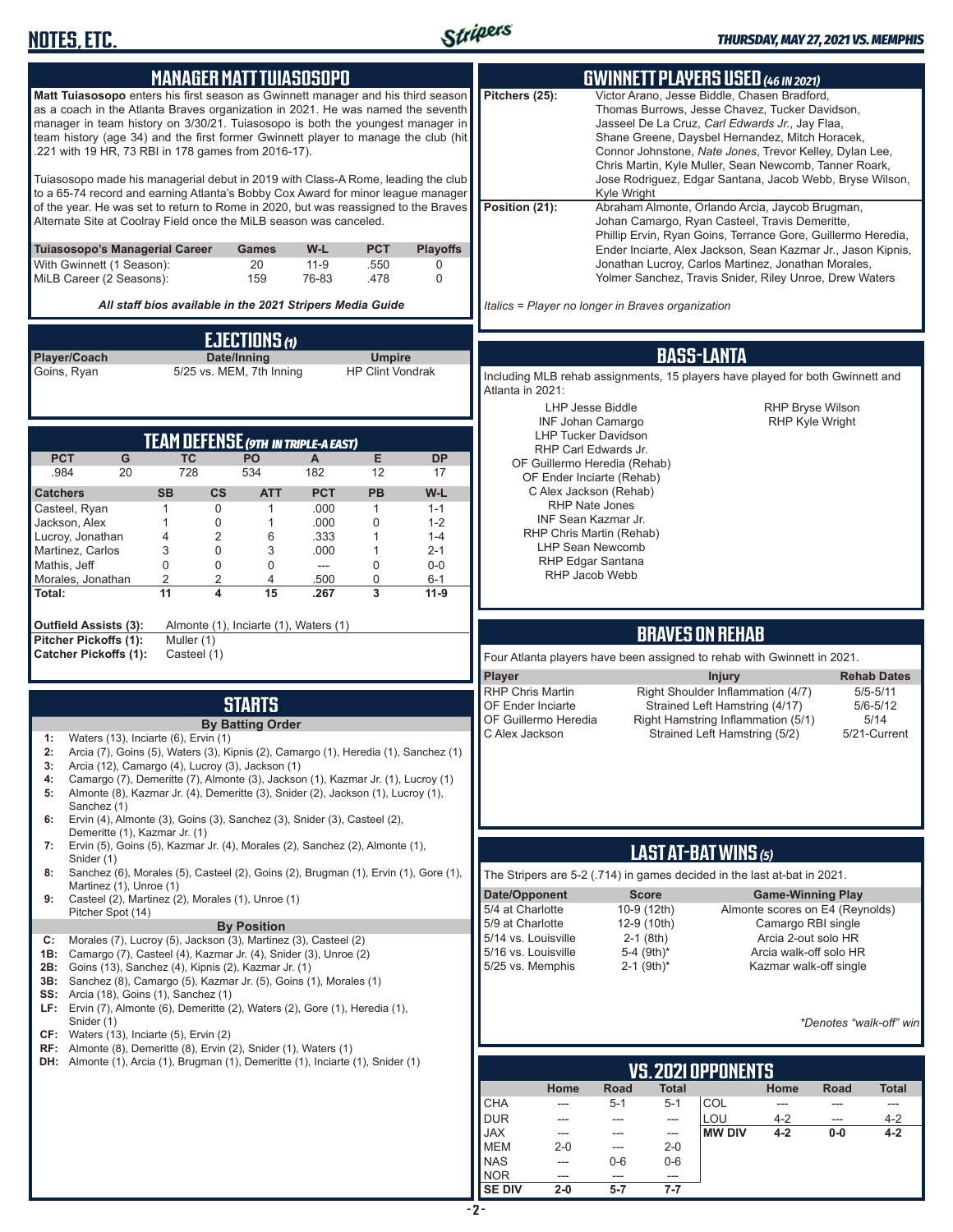## MANAGER MATT TUIASOSOPO

**Matt Tuiasosopo** enters his first season as Gwinnett manager and his third season as a coach in the Atlanta Braves organization in 2021. He was named the seventh manager in team history on 3/30/21. Tuiasosopo is both the youngest manager in team history (age 34) and the first former Gwinnett player to manage the club (hit .221 with 19 HR, 73 RBI in 178 games from 2016-17).

Tuiasosopo made his managerial debut in 2019 with Class-A Rome, leading the club to a 65-74 record and earning Atlanta's Bobby Cox Award for minor league manager of the year. He was set to return to Rome in 2020, but was reassigned to the Braves Alternate Site at Coolray Field once the MiLB season was canceled.

| Tuiasosopo's Managerial Career | Games | W-L | PCT | Playoffs |
|---|---|---|---|---|
| With Gwinnett (1 Season): | 20 | 11-9 | .550 | 0 |
| MiLB Career (2 Seasons): | 159 | 76-83 | .478 | 0 |

*All staff bios available in the 2021 Stripers Media Guide*

## EJECTIONS (1)

| Player/Coach | Date/Inning | Umpire |
|---|---|---|
| Goins, Ryan | 5/25 vs. MEM, 7th Inning | HP Clint Vondrak |

## TEAM DEFENSE (9TH IN TRIPLE-A EAST)

| PCT | G | TC | PO | A | E | DP |
|---|---|---|---|---|---|---|
| .984 | 20 | 728 | 534 | 182 | 12 | 17 |

| Catchers | SB | CS | ATT | PCT | PB | W-L |
|---|---|---|---|---|---|---|
| Casteel, Ryan | 1 | 0 | 1 | .000 | 1 | 1-1 |
| Jackson, Alex | 1 | 0 | 1 | .000 | 0 | 1-2 |
| Lucroy, Jonathan | 4 | 2 | 6 | .333 | 1 | 1-4 |
| Martinez, Carlos | 3 | 0 | 3 | .000 | 1 | 2-1 |
| Mathis, Jeff | 0 | 0 | 0 | --- | 0 | 0-0 |
| Morales, Jonathan | 2 | 2 | 4 | .500 | 0 | 6-1 |
| **Total:** | **11** | **4** | **15** | **.267** | **3** | **11-9** |

**Outfield Assists (3):** Almonte (1), Inciarte (1), Waters (1)
**Pitcher Pickoffs (1):** Muller (1)
**Catcher Pickoffs (1):** Casteel (1)

## STARTS

**By Batting Order**

- **1:** Waters (13), Inciarte (6), Ervin (1)
- **2:** Arcia (7), Goins (5), Waters (3), Kipnis (2), Camargo (1), Heredia (1), Sanchez (1)
- **3:** Arcia (12), Camargo (4), Lucroy (3), Jackson (1)
- **4:** Camargo (7), Demeritte (7), Almonte (3), Jackson (1), Kazmar Jr. (1), Lucroy (1)
- **5:** Almonte (8), Kazmar Jr. (4), Demeritte (3), Snider (2), Jackson (1), Lucroy (1), Sanchez (1)
- **6:** Ervin (4), Almonte (3), Goins (3), Sanchez (3), Snider (3), Casteel (2), Demeritte (1), Kazmar Jr. (1)
- **7:** Ervin (5), Goins (5), Kazmar Jr. (4), Morales (2), Sanchez (2), Almonte (1), Snider (1)
- **8:** Sanchez (6), Morales (5), Casteel (2), Goins (2), Brugman (1), Ervin (1), Gore (1), Martinez (1), Unroe (1)
- **9:** Casteel (2), Martinez (2), Morales (1), Unroe (1), Pitcher Spot (14)

**By Position**

- **C:** Morales (7), Lucroy (5), Jackson (3), Martinez (3), Casteel (2)
- **1B:** Camargo (7), Casteel (4), Kazmar Jr. (4), Snider (3), Unroe (2)
- **2B:** Goins (13), Sanchez (4), Kipnis (2), Kazmar Jr. (1)
- **3B:** Sanchez (8), Camargo (5), Kazmar Jr. (5), Goins (1), Morales (1)
- **SS:** Arcia (18), Goins (1), Sanchez (1)
- **LF:** Ervin (7), Almonte (6), Demeritte (2), Waters (2), Gore (1), Heredia (1), Snider (1)
- **CF:** Waters (13), Inciarte (5), Ervin (2)
- **RF:** Almonte (8), Demeritte (8), Ervin (2), Snider (1), Waters (1)
- **DH:** Almonte (1), Arcia (1), Brugman (1), Demeritte (1), Inciarte (1), Snider (1)

## GWINNETT PLAYERS USED (46 IN 2021)

**Pitchers (25):** Victor Arano, Jesse Biddle, Chasen Bradford, Thomas Burrows, Jesse Chavez, Tucker Davidson, Jasseel De La Cruz, *Carl Edwards Jr.*, Jay Flaa, Shane Greene, Daysbel Hernandez, Mitch Horacek, Connor Johnstone, *Nate Jones*, Trevor Kelley, Dylan Lee, Chris Martin, Kyle Muller, Sean Newcomb, Tanner Roark, Jose Rodriguez, Edgar Santana, Jacob Webb, Bryse Wilson, Kyle Wright

**Position (21):** Abraham Almonte, Orlando Arcia, Jaycob Brugman, Johan Camargo, Ryan Casteel, Travis Demeritte, Phillip Ervin, Ryan Goins, Terrance Gore, Guillermo Heredia, Ender Inciarte, Alex Jackson, Sean Kazmar Jr., Jason Kipnis, Jonathan Lucroy, Carlos Martinez, Jonathan Morales, Yolmer Sanchez, Travis Snider, Riley Unroe, Drew Waters

*Italics = Player no longer in Braves organization*

## BASS-LANTA

Including MLB rehab assignments, 15 players have played for both Gwinnett and Atlanta in 2021:

- LHP Jesse Biddle
- INF Johan Camargo
- LHP Tucker Davidson
- RHP Carl Edwards Jr.
- OF Guillermo Heredia (Rehab)
- OF Ender Inciarte (Rehab)
- C Alex Jackson (Rehab)
- RHP Nate Jones
- INF Sean Kazmar Jr.
- RHP Chris Martin (Rehab)
- LHP Sean Newcomb
- RHP Edgar Santana
- RHP Jacob Webb
- RHP Bryse Wilson
- RHP Kyle Wright

## BRAVES ON REHAB

Four Atlanta players have been assigned to rehab with Gwinnett in 2021.

| Player | Injury | Rehab Dates |
|---|---|---|
| RHP Chris Martin | Right Shoulder Inflammation (4/7) | 5/5-5/11 |
| OF Ender Inciarte | Strained Left Hamstring (4/17) | 5/6-5/12 |
| OF Guillermo Heredia | Right Hamstring Inflammation (5/1) | 5/14 |
| C Alex Jackson | Strained Left Hamstring (5/2) | 5/21-Current |

## LAST AT-BAT WINS (5)

The Stripers are 5-2 (.714) in games decided in the last at-bat in 2021.

| Date/Opponent | Score | Game-Winning Play |
|---|---|---|
| 5/4 at Charlotte | 10-9 (12th) | Almonte scores on E4 (Reynolds) |
| 5/9 at Charlotte | 12-9 (10th) | Camargo RBI single |
| 5/14 vs. Louisville | 2-1 (8th) | Arcia 2-out solo HR |
| 5/16 vs. Louisville | 5-4 (9th)* | Arcia walk-off solo HR |
| 5/25 vs. Memphis | 2-1 (9th)* | Kazmar walk-off single |

*\*Denotes "walk-off" win*

## VS. 2021 OPPONENTS

| | Home | Road | Total | | Home | Road | Total |
|---|---|---|---|---|---|---|---|
| CHA | --- | 5-1 | 5-1 | COL | --- | --- | --- |
| DUR | --- | --- | --- | LOU | 4-2 | --- | 4-2 |
| JAX | --- | --- | --- | **MW DIV** | **4-2** | **0-0** | **4-2** |
| MEM | 2-0 | --- | 2-0 | | | | |
| NAS | --- | 0-6 | 0-6 | | | | |
| NOR | --- | --- | --- | | | | |
| **SE DIV** | **2-0** | **5-7** | **7-7** | | | | |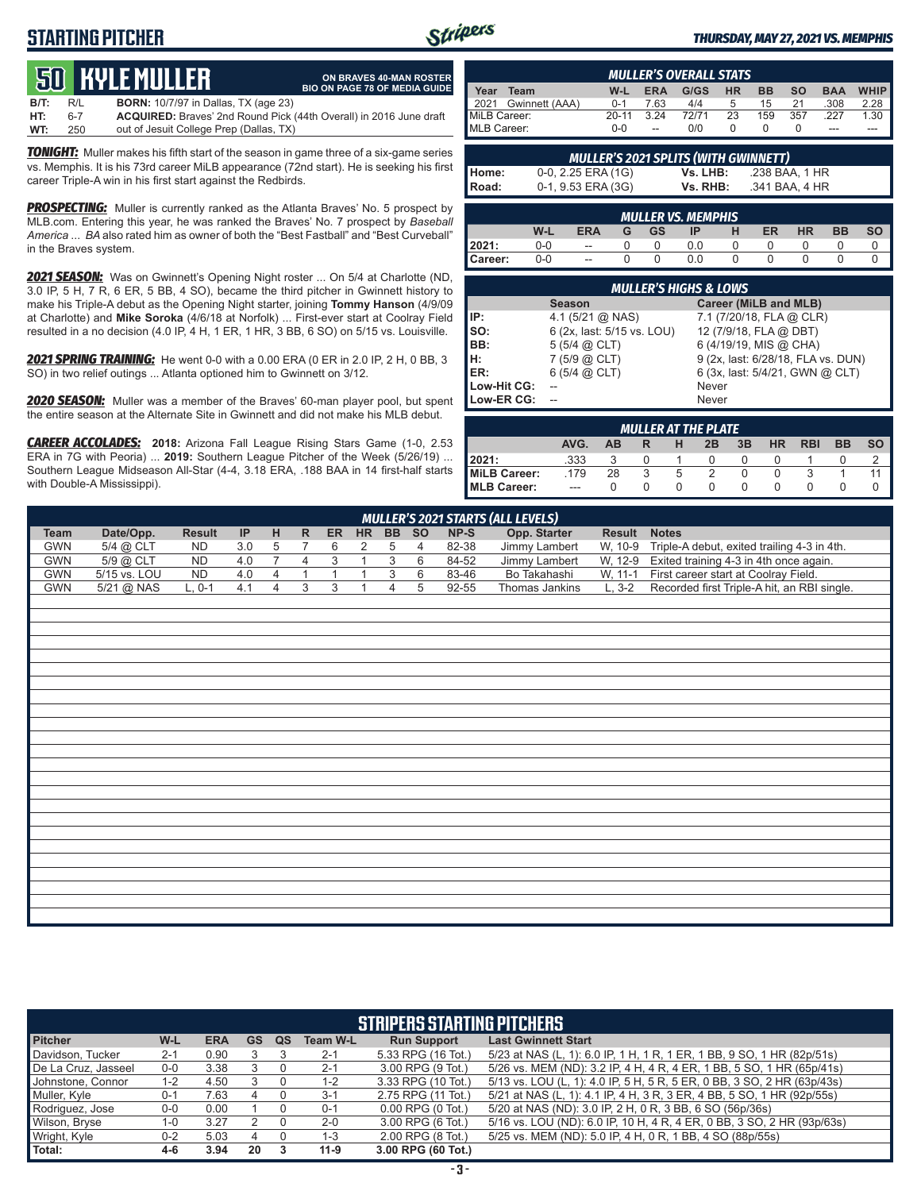# STARTING PITCHER

**THURSDAY, MAY 27, 2021 VS. MEMPHIS**

## 50 KYLE MULLER

**ON BRAVES 40-MAN ROSTER**
**BIO ON PAGE 78 OF MEDIA GUIDE**

| | | |
|---|---|---|
| **B/T:** | R/L | **BORN:** 10/7/97 in Dallas, TX (age 23) |
| **HT:** | 6-7 | **ACQUIRED:** Braves' 2nd Round Pick (44th Overall) in 2016 June draft |
| **WT:** | 250 | out of Jesuit College Prep (Dallas, TX) |

***TONIGHT:*** Muller makes his fifth start of the season in game three of a six-game series vs. Memphis. It is his 73rd career MiLB appearance (72nd start). He is seeking his first career Triple-A win in his first start against the Redbirds.

***PROSPECTING:*** Muller is currently ranked as the Atlanta Braves' No. 5 prospect by MLB.com. Entering this year, he was ranked the Braves' No. 7 prospect by *Baseball America* ... *BA* also rated him as owner of both the "Best Fastball" and "Best Curveball" in the Braves system.

***2021 SEASON:*** Was on Gwinnett's Opening Night roster ... On 5/4 at Charlotte (ND, 3.0 IP, 5 H, 7 R, 6 ER, 5 BB, 4 SO), became the third pitcher in Gwinnett history to make his Triple-A debut as the Opening Night starter, joining **Tommy Hanson** (4/9/09 at Charlotte) and **Mike Soroka** (4/6/18 at Norfolk) ... First-ever start at Coolray Field resulted in a no decision (4.0 IP, 4 H, 1 ER, 1 HR, 3 BB, 6 SO) on 5/15 vs. Louisville.

***2021 SPRING TRAINING:*** He went 0-0 with a 0.00 ERA (0 ER in 2.0 IP, 2 H, 0 BB, 3 SO) in two relief outings ... Atlanta optioned him to Gwinnett on 3/12.

***2020 SEASON:*** Muller was a member of the Braves' 60-man player pool, but spent the entire season at the Alternate Site in Gwinnett and did not make his MLB debut.

***CAREER ACCOLADES:*** **2018:** Arizona Fall League Rising Stars Game (1-0, 2.53 ERA in 7G with Peoria) ... **2019:** Southern League Pitcher of the Week (5/26/19) ... Southern League Midseason All-Star (4-4, 3.18 ERA, .188 BAA in 14 first-half starts with Double-A Mississippi).

### MULLER'S OVERALL STATS

| Year | Team | W-L | ERA | G/GS | HR | BB | SO | BAA | WHIP |
|---|---|---|---|---|---|---|---|---|---|
| 2021 | Gwinnett (AAA) | 0-1 | 7.63 | 4/4 | 5 | 15 | 21 | .308 | 2.28 |
| MiLB Career: | | 20-11 | 3.24 | 72/71 | 23 | 159 | 357 | .227 | 1.30 |
| MLB Career: | | 0-0 | -- | 0/0 | 0 | 0 | 0 | --- | --- |

### MULLER'S 2021 SPLITS (WITH GWINNETT)

| | | | |
|---|---|---|---|
| **Home:** | 0-0, 2.25 ERA (1G) | **Vs. LHB:** | .238 BAA, 1 HR |
| **Road:** | 0-1, 9.53 ERA (3G) | **Vs. RHB:** | .341 BAA, 4 HR |

### MULLER VS. MEMPHIS

| | W-L | ERA | G | GS | IP | H | ER | HR | BB | SO |
|---|---|---|---|---|---|---|---|---|---|---|
| **2021:** | 0-0 | -- | 0 | 0 | 0.0 | 0 | 0 | 0 | 0 | 0 |
| **Career:** | 0-0 | -- | 0 | 0 | 0.0 | 0 | 0 | 0 | 0 | 0 |

### MULLER'S HIGHS & LOWS

| | Season | Career (MiLB and MLB) |
|---|---|---|
| **IP:** | 4.1 (5/21 @ NAS) | 7.1 (7/20/18, FLA @ CLR) |
| **SO:** | 6 (2x, last: 5/15 vs. LOU) | 12 (7/9/18, FLA @ DBT) |
| **BB:** | 5 (5/4 @ CLT) | 6 (4/19/19, MIS @ CHA) |
| **H:** | 7 (5/9 @ CLT) | 9 (2x, last: 6/28/18, FLA vs. DUN) |
| **ER:** | 6 (5/4 @ CLT) | 6 (3x, last: 5/4/21, GWN @ CLT) |
| **Low-Hit CG:** | -- | Never |
| **Low-ER CG:** | -- | Never |

### MULLER AT THE PLATE

| | AVG. | AB | R | H | 2B | 3B | HR | RBI | BB | SO |
|---|---|---|---|---|---|---|---|---|---|---|
| **2021:** | .333 | 3 | 0 | 1 | 0 | 0 | 0 | 1 | 0 | 2 |
| **MiLB Career:** | .179 | 28 | 3 | 5 | 2 | 0 | 0 | 3 | 1 | 11 |
| **MLB Career:** | --- | 0 | 0 | 0 | 0 | 0 | 0 | 0 | 0 | 0 |

### MULLER'S 2021 STARTS (ALL LEVELS)

| Team | Date/Opp. | Result | IP | H | R | ER | HR | BB | SO | NP-S | Opp. Starter | Result | Notes |
|---|---|---|---|---|---|---|---|---|---|---|---|---|---|
| GWN | 5/4 @ CLT | ND | 3.0 | 5 | 7 | 6 | 2 | 5 | 4 | 82-38 | Jimmy Lambert | W, 10-9 | Triple-A debut, exited trailing 4-3 in 4th. |
| GWN | 5/9 @ CLT | ND | 4.0 | 7 | 4 | 3 | 1 | 3 | 6 | 84-52 | Jimmy Lambert | W, 12-9 | Exited training 4-3 in 4th once again. |
| GWN | 5/15 vs. LOU | ND | 4.0 | 4 | 1 | 1 | 1 | 3 | 6 | 83-46 | Bo Takahashi | W, 11-1 | First career start at Coolray Field. |
| GWN | 5/21 @ NAS | L, 0-1 | 4.1 | 4 | 3 | 3 | 1 | 4 | 5 | 92-55 | Thomas Jankins | L, 3-2 | Recorded first Triple-A hit, an RBI single. |

### STRIPERS STARTING PITCHERS

| Pitcher | W-L | ERA | GS | QS | Team W-L | Run Support | Last Gwinnett Start |
|---|---|---|---|---|---|---|---|
| Davidson, Tucker | 2-1 | 0.90 | 3 | 3 | 2-1 | 5.33 RPG (16 Tot.) | 5/23 at NAS (L, 1): 6.0 IP, 1 H, 1 R, 1 ER, 1 BB, 9 SO, 1 HR (82p/51s) |
| De La Cruz, Jasseel | 0-0 | 3.38 | 3 | 0 | 2-1 | 3.00 RPG (9 Tot.) | 5/26 vs. MEM (ND): 3.2 IP, 4 H, 4 R, 4 ER, 1 BB, 5 SO, 1 HR (65p/41s) |
| Johnstone, Connor | 1-2 | 4.50 | 3 | 0 | 1-2 | 3.33 RPG (10 Tot.) | 5/13 vs. LOU (L, 1): 4.0 IP, 5 H, 5 R, 5 ER, 0 BB, 3 SO, 2 HR (63p/43s) |
| Muller, Kyle | 0-1 | 7.63 | 4 | 0 | 3-1 | 2.75 RPG (11 Tot.) | 5/21 at NAS (L, 1): 4.1 IP, 4 H, 3 R, 3 ER, 4 BB, 5 SO, 1 HR (92p/55s) |
| Rodriguez, Jose | 0-0 | 0.00 | 1 | 0 | 0-1 | 0.00 RPG (0 Tot.) | 5/20 at NAS (ND): 3.0 IP, 2 H, 0 R, 3 BB, 6 SO (56p/36s) |
| Wilson, Bryse | 1-0 | 3.27 | 2 | 0 | 2-0 | 3.00 RPG (6 Tot.) | 5/16 vs. LOU (ND): 6.0 IP, 10 H, 4 R, 4 ER, 0 BB, 3 SO, 2 HR (93p/63s) |
| Wright, Kyle | 0-2 | 5.03 | 4 | 0 | 1-3 | 2.00 RPG (8 Tot.) | 5/25 vs. MEM (ND): 5.0 IP, 4 H, 0 R, 1 BB, 4 SO (88p/55s) |
| **Total:** | **4-6** | **3.94** | **20** | **3** | **11-9** | **3.00 RPG (60 Tot.)** | |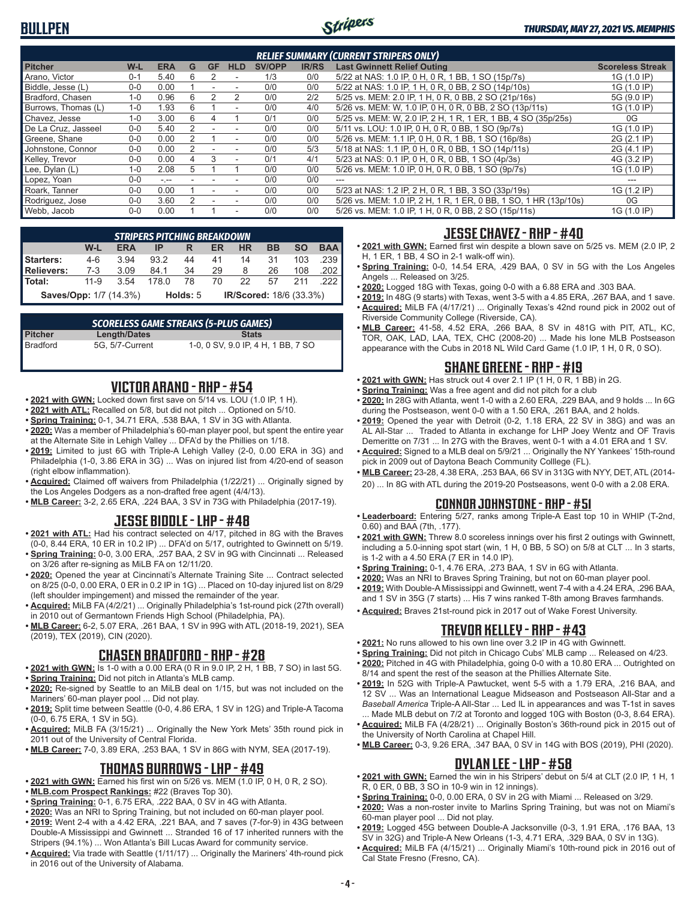## RELIEF SUMMARY (CURRENT STRIPERS ONLY)

| Pitcher | W-L | ERA | G | GF | HLD | SV/OPP | IR/RS | Last Gwinnett Relief Outing | Scoreless Streak |
|---|---|---|---|---|---|---|---|---|---|
| Arano, Victor | 0-1 | 5.40 | 6 | 2 | - | 1/3 | 0/0 | 5/22 at NAS: 1.0 IP, 0 H, 0 R, 1 BB, 1 SO (15p/7s) | 1G (1.0 IP) |
| Biddle, Jesse (L) | 0-0 | 0.00 | 1 | - | - | 0/0 | 0/0 | 5/22 at NAS: 1.0 IP, 1 H, 0 R, 0 BB, 2 SO (14p/10s) | 1G (1.0 IP) |
| Bradford, Chasen | 1-0 | 0.96 | 6 | 2 | 2 | 0/0 | 2/2 | 5/25 vs. MEM: 2.0 IP, 1 H, 0 R, 0 BB, 2 SO (21p/16s) | 5G (9.0 IP) |
| Burrows, Thomas (L) | 1-0 | 1.93 | 6 | 1 | - | 0/0 | 4/0 | 5/26 vs. MEM: W, 1.0 IP, 0 H, 0 R, 0 BB, 2 SO (13p/11s) | 1G (1.0 IP) |
| Chavez, Jesse | 1-0 | 3.00 | 6 | 4 | 1 | 0/1 | 0/0 | 5/25 vs. MEM: W, 2.0 IP, 2 H, 1 R, 1 ER, 1 BB, 4 SO (35p/25s) | 0G |
| De La Cruz, Jasseel | 0-0 | 5.40 | 2 | - | - | 0/0 | 0/0 | 5/11 vs. LOU: 1.0 IP, 0 H, 0 R, 0 BB, 1 SO (9p/7s) | 1G (1.0 IP) |
| Greene, Shane | 0-0 | 0.00 | 2 | 1 | - | 0/0 | 0/0 | 5/26 vs. MEM: 1.1 IP, 0 H, 0 R, 1 BB, 1 SO (16p/8s) | 2G (2.1 IP) |
| Johnstone, Connor | 0-0 | 0.00 | 2 | - | - | 0/0 | 5/3 | 5/18 at NAS: 1.1 IP, 0 H, 0 R, 0 BB, 1 SO (14p/11s) | 2G (4.1 IP) |
| Kelley, Trevor | 0-0 | 0.00 | 4 | 3 | - | 0/1 | 4/1 | 5/23 at NAS: 0.1 IP, 0 H, 0 R, 0 BB, 1 SO (4p/3s) | 4G (3.2 IP) |
| Lee, Dylan (L) | 1-0 | 2.08 | 5 | 1 | 1 | 0/0 | 0/0 | 5/26 vs. MEM: 1.0 IP, 0 H, 0 R, 0 BB, 1 SO (9p/7s) | 1G (1.0 IP) |
| Lopez, Yoan | 0-0 | -.-- | - | - | - | 0/0 | 0/0 | --- | --- |
| Roark, Tanner | 0-0 | 0.00 | 1 | - | - | 0/0 | 0/0 | 5/23 at NAS: 1.2 IP, 2 H, 0 R, 1 BB, 3 SO (33p/19s) | 1G (1.2 IP) |
| Rodriguez, Jose | 0-0 | 3.60 | 2 | - | - | 0/0 | 0/0 | 5/26 vs. MEM: 1.0 IP, 2 H, 1 R, 1 ER, 0 BB, 1 SO, 1 HR (13p/10s) | 0G |
| Webb, Jacob | 0-0 | 0.00 | 1 | 1 | - | 0/0 | 0/0 | 5/26 vs. MEM: 1.0 IP, 1 H, 0 R, 0 BB, 2 SO (15p/11s) | 1G (1.0 IP) |

## STRIPERS PITCHING BREAKDOWN

| | W-L | ERA | IP | R | ER | HR | BB | SO | BAA |
|---|---|---|---|---|---|---|---|---|---|
| Starters: | 4-6 | 3.94 | 93.2 | 44 | 41 | 14 | 31 | 103 | .239 |
| Relievers: | 7-3 | 3.09 | 84.1 | 34 | 29 | 8 | 26 | 108 | .202 |
| Total: | 11-9 | 3.54 | 178.0 | 78 | 70 | 22 | 57 | 211 | .222 |

Saves/Opp: 1/7 (14.3%) | Holds: 5 | IR/Scored: 18/6 (33.3%)

## SCORELESS GAME STREAKS (5-PLUS GAMES)

| Pitcher | Length/Dates | Stats |
|---|---|---|
| Bradford | 5G, 5/7-Current | 1-0, 0 SV, 9.0 IP, 4 H, 1 BB, 7 SO |

## VICTOR ARANO - RHP - #54

- **2021 with GWN:** Locked down first save on 5/14 vs. LOU (1.0 IP, 1 H).
- **2021 with ATL:** Recalled on 5/8, but did not pitch ... Optioned on 5/10.
- **Spring Training:** 0-1, 34.71 ERA, .538 BAA, 1 SV in 3G with Atlanta.
- **2020:** Was a member of Philadelphia's 60-man player pool, but spent the entire year at the Alternate Site in Lehigh Valley ... DFA'd by the Phillies on 1/18.
- **2019:** Limited to just 6G with Triple-A Lehigh Valley (2-0, 0.00 ERA in 3G) and Philadelphia (1-0, 3.86 ERA in 3G) ... Was on injured list from 4/20-end of season (right elbow inflammation).
- **Acquired:** Claimed off waivers from Philadelphia (1/22/21) ... Originally signed by the Los Angeles Dodgers as a non-drafted free agent (4/4/13).
- **MLB Career:** 3-2, 2.65 ERA, .224 BAA, 3 SV in 73G with Philadelphia (2017-19).

## JESSE BIDDLE - LHP - #48

- **2021 with ATL:** Had his contract selected on 4/17, pitched in 8G with the Braves (0-0, 8.44 ERA, 10 ER in 10.2 IP) ... DFA'd on 5/17, outrighted to Gwinnett on 5/19.
- **Spring Training:** 0-0, 3.00 ERA, .257 BAA, 2 SV in 9G with Cincinnati ... Released on 3/26 after re-signing as MiLB FA on 12/11/20.
- **2020:** Opened the year at Cincinnati's Alternate Training Site ... Contract selected on 8/25 (0-0, 0.00 ERA, 0 ER in 0.2 IP in 1G) ... Placed on 10-day injured list on 8/29 (left shoulder impingement) and missed the remainder of the year.
- **Acquired:** MiLB FA (4/2/21) ... Originally Philadelphia's 1st-round pick (27th overall) in 2010 out of Germantown Friends High School (Philadelphia, PA).
- **MLB Career:** 6-2, 5.07 ERA, .261 BAA, 1 SV in 99G with ATL (2018-19, 2021), SEA (2019), TEX (2019), CIN (2020).

## CHASEN BRADFORD - RHP - #28

- **2021 with GWN:** Is 1-0 with a 0.00 ERA (0 R in 9.0 IP, 2 H, 1 BB, 7 SO) in last 5G.
- **Spring Training:** Did not pitch in Atlanta's MLB camp.
- **2020:** Re-signed by Seattle to an MiLB deal on 1/15, but was not included on the Mariners' 60-man player pool ... Did not play.
- **2019:** Split time between Seattle (0-0, 4.86 ERA, 1 SV in 12G) and Triple-A Tacoma (0-0, 6.75 ERA, 1 SV in 5G).
- **Acquired:** MiLB FA (3/15/21) ... Originally the New York Mets' 35th round pick in 2011 out of the University of Central Florida.
- **MLB Career:** 7-0, 3.89 ERA, .253 BAA, 1 SV in 86G with NYM, SEA (2017-19).

## THOMAS BURROWS - LHP - #49

- **2021 with GWN:** Earned his first win on 5/26 vs. MEM (1.0 IP, 0 H, 0 R, 2 SO).
- **MLB.com Prospect Rankings:** #22 (Braves Top 30).
- **Spring Training:** 0-1, 6.75 ERA, .222 BAA, 0 SV in 4G with Atlanta.
- **2020:** Was an NRI to Spring Training, but not included on 60-man player pool.
- **2019:** Went 2-4 with a 4.42 ERA, .221 BAA, and 7 saves (7-for-9) in 43G between Double-A Mississippi and Gwinnett ... Stranded 16 of 17 inherited runners with the Stripers (94.1%) ... Won Atlanta's Bill Lucas Award for community service.
- **Acquired:** Via trade with Seattle (1/11/17) ... Originally the Mariners' 4th-round pick in 2016 out of the University of Alabama.

## JESSE CHAVEZ - RHP - #40

- **2021 with GWN:** Earned first win despite a blown save on 5/25 vs. MEM (2.0 IP, 2 H, 1 ER, 1 BB, 4 SO in 2-1 walk-off win).
- **Spring Training:** 0-0, 14.54 ERA, .429 BAA, 0 SV in 5G with the Los Angeles Angels ... Released on 3/25.
- **2020:** Logged 18G with Texas, going 0-0 with a 6.88 ERA and .303 BAA.
- **2019:** In 48G (9 starts) with Texas, went 3-5 with a 4.85 ERA, .267 BAA, and 1 save.
- **Acquired:** MiLB FA (4/17/21) ... Originally Texas's 42nd round pick in 2002 out of Riverside Community College (Riverside, CA).
- **MLB Career:** 41-58, 4.52 ERA, .266 BAA, 8 SV in 481G with PIT, ATL, KC, TOR, OAK, LAD, LAA, TEX, CHC (2008-20) ... Made his lone MLB Postseason appearance with the Cubs in 2018 NL Wild Card Game (1.0 IP, 1 H, 0 R, 0 SO).

## SHANE GREENE - RHP - #19

- **2021 with GWN:** Has struck out 4 over 2.1 IP (1 H, 0 R, 1 BB) in 2G.
- **Spring Training:** Was a free agent and did not pitch for a club
- **2020:** In 28G with Atlanta, went 1-0 with a 2.60 ERA, .229 BAA, and 9 holds ... In 6G during the Postseason, went 0-0 with a 1.50 ERA, .261 BAA, and 2 holds.
- **2019:** Opened the year with Detroit (0-2, 1.18 ERA, 22 SV in 38G) and was an AL All-Star ... Traded to Atlanta in exchange for LHP Joey Wentz and OF Travis Demeritte on 7/31 ... In 27G with the Braves, went 0-1 with a 4.01 ERA and 1 SV.
- **Acquired:** Signed to a MLB deal on 5/9/21 ... Originally the NY Yankees' 15th-round pick in 2009 out of Daytona Beach Community Colllege (FL).
- **MLB Career:** 23-28, 4.38 ERA, .253 BAA, 66 SV in 313G with NYY, DET, ATL (2014-20) ... In 8G with ATL during the 2019-20 Postseasons, went 0-0 with a 2.08 ERA.

## CONNOR JOHNSTONE - RHP - #51

- **Leaderboard:** Entering 5/27, ranks among Triple-A East top 10 in WHIP (T-2nd, 0.60) and BAA (7th, .177).
- **2021 with GWN:** Threw 8.0 scoreless innings over his first 2 outings with Gwinnett, including a 5.0-inning spot start (win, 1 H, 0 BB, 5 SO) on 5/8 at CLT ... In 3 starts, is 1-2 with a 4.50 ERA (7 ER in 14.0 IP).
- **Spring Training:** 0-1, 4.76 ERA, .273 BAA, 1 SV in 6G with Atlanta.
- **2020:** Was an NRI to Braves Spring Training, but not on 60-man player pool.
- **2019:** With Double-A Mississippi and Gwinnett, went 7-4 with a 4.24 ERA, .296 BAA, and 1 SV in 35G (7 starts) ... His 7 wins ranked T-8th among Braves farmhands.
- **Acquired:** Braves 21st-round pick in 2017 out of Wake Forest University.

## TREVOR KELLEY - RHP - #43

- **2021:** No runs allowed to his own line over 3.2 IP in 4G with Gwinnett.
- **Spring Training:** Did not pitch in Chicago Cubs' MLB camp ... Released on 4/23.
- **2020:** Pitched in 4G with Philadelphia, going 0-0 with a 10.80 ERA ... Outrighted on 8/14 and spent the rest of the season at the Phillies Alternate Site.
- **2019:** In 52G with Triple-A Pawtucket, went 5-5 with a 1.79 ERA, .216 BAA, and 12 SV ... Was an International League Midseason and Postseason All-Star and a *Baseball America* Triple-A All-Star ... Led IL in appearances and was T-1st in saves ... Made MLB debut on 7/2 at Toronto and logged 10G with Boston (0-3, 8.64 ERA).
- **Acquired:** MiLB FA (4/28/21) ... Originally Boston's 36th-round pick in 2015 out of the University of North Carolina at Chapel Hill.
- **MLB Career:** 0-3, 9.26 ERA, .347 BAA, 0 SV in 14G with BOS (2019), PHI (2020).

## DYLAN LEE - LHP - #58

- **2021 with GWN:** Earned the win in his Stripers' debut on 5/4 at CLT (2.0 IP, 1 H, 1 R, 0 ER, 0 BB, 3 SO in 10-9 win in 12 innings).
- **Spring Training:** 0-0, 0.00 ERA, 0 SV in 2G with Miami ... Released on 3/29.
- **2020:** Was a non-roster invite to Marlins Spring Training, but was not on Miami's 60-man player pool ... Did not play.
- **2019:** Logged 45G between Double-A Jacksonville (0-3, 1.91 ERA, .176 BAA, 13 SV in 32G) and Triple-A New Orleans (1-3, 4.71 ERA, .329 BAA, 0 SV in 13G).
- **Acquired:** MiLB FA (4/15/21) ... Originally Miami's 10th-round pick in 2016 out of Cal State Fresno (Fresno, CA).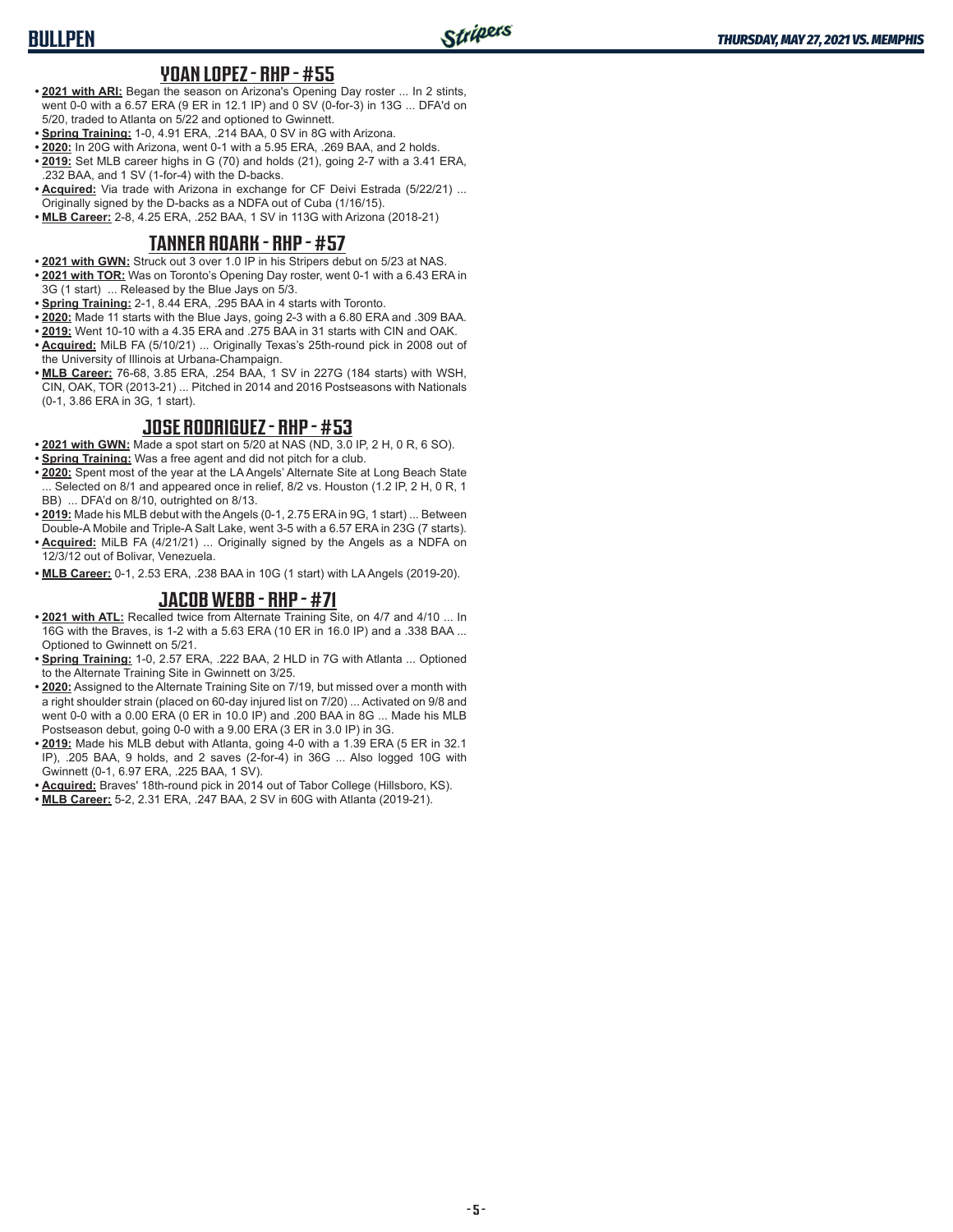## YOAN LOPEZ - RHP - #55

- **2021 with ARI:** Began the season on Arizona's Opening Day roster ... In 2 stints, went 0-0 with a 6.57 ERA (9 ER in 12.1 IP) and 0 SV (0-for-3) in 13G ... DFA'd on 5/20, traded to Atlanta on 5/22 and optioned to Gwinnett.
- **Spring Training:** 1-0, 4.91 ERA, .214 BAA, 0 SV in 8G with Arizona.
- **2020:** In 20G with Arizona, went 0-1 with a 5.95 ERA, .269 BAA, and 2 holds.
- **2019:** Set MLB career highs in G (70) and holds (21), going 2-7 with a 3.41 ERA, .232 BAA, and 1 SV (1-for-4) with the D-backs.
- **Acquired:** Via trade with Arizona in exchange for CF Deivi Estrada (5/22/21) ... Originally signed by the D-backs as a NDFA out of Cuba (1/16/15).
- **MLB Career:** 2-8, 4.25 ERA, .252 BAA, 1 SV in 113G with Arizona (2018-21)

## TANNER ROARK - RHP - #57

- **2021 with GWN:** Struck out 3 over 1.0 IP in his Stripers debut on 5/23 at NAS.
- **2021 with TOR:** Was on Toronto's Opening Day roster, went 0-1 with a 6.43 ERA in 3G (1 start) ... Released by the Blue Jays on 5/3.
- **Spring Training:** 2-1, 8.44 ERA, .295 BAA in 4 starts with Toronto.
- **2020:** Made 11 starts with the Blue Jays, going 2-3 with a 6.80 ERA and .309 BAA.
- **2019:** Went 10-10 with a 4.35 ERA and .275 BAA in 31 starts with CIN and OAK.
- **Acquired:** MiLB FA (5/10/21) ... Originally Texas's 25th-round pick in 2008 out of the University of Illinois at Urbana-Champaign.
- **MLB Career:** 76-68, 3.85 ERA, .254 BAA, 1 SV in 227G (184 starts) with WSH, CIN, OAK, TOR (2013-21) ... Pitched in 2014 and 2016 Postseasons with Nationals (0-1, 3.86 ERA in 3G, 1 start).

## JOSE RODRIGUEZ - RHP - #53

- **2021 with GWN:** Made a spot start on 5/20 at NAS (ND, 3.0 IP, 2 H, 0 R, 6 SO).
- **Spring Training:** Was a free agent and did not pitch for a club.
- **2020:** Spent most of the year at the LA Angels' Alternate Site at Long Beach State ... Selected on 8/1 and appeared once in relief, 8/2 vs. Houston (1.2 IP, 2 H, 0 R, 1 BB) ... DFA'd on 8/10, outrighted on 8/13.
- **2019:** Made his MLB debut with the Angels (0-1, 2.75 ERA in 9G, 1 start) ... Between Double-A Mobile and Triple-A Salt Lake, went 3-5 with a 6.57 ERA in 23G (7 starts).
- **Acquired:** MiLB FA (4/21/21) ... Originally signed by the Angels as a NDFA on 12/3/12 out of Bolivar, Venezuela.
- **MLB Career:** 0-1, 2.53 ERA, .238 BAA in 10G (1 start) with LA Angels (2019-20).

## JACOB WEBB - RHP - #71

- **2021 with ATL:** Recalled twice from Alternate Training Site, on 4/7 and 4/10 ... In 16G with the Braves, is 1-2 with a 5.63 ERA (10 ER in 16.0 IP) and a .338 BAA ... Optioned to Gwinnett on 5/21.
- **Spring Training:** 1-0, 2.57 ERA, .222 BAA, 2 HLD in 7G with Atlanta ... Optioned to the Alternate Training Site in Gwinnett on 3/25.
- **2020:** Assigned to the Alternate Training Site on 7/19, but missed over a month with a right shoulder strain (placed on 60-day injured list on 7/20) ... Activated on 9/8 and went 0-0 with a 0.00 ERA (0 ER in 10.0 IP) and .200 BAA in 8G ... Made his MLB Postseason debut, going 0-0 with a 9.00 ERA (3 ER in 3.0 IP) in 3G.
- **2019:** Made his MLB debut with Atlanta, going 4-0 with a 1.39 ERA (5 ER in 32.1 IP), .205 BAA, 9 holds, and 2 saves (2-for-4) in 36G ... Also logged 10G with Gwinnett (0-1, 6.97 ERA, .225 BAA, 1 SV).
- **Acquired:** Braves' 18th-round pick in 2014 out of Tabor College (Hillsboro, KS).
- **MLB Career:** 5-2, 2.31 ERA, .247 BAA, 2 SV in 60G with Atlanta (2019-21).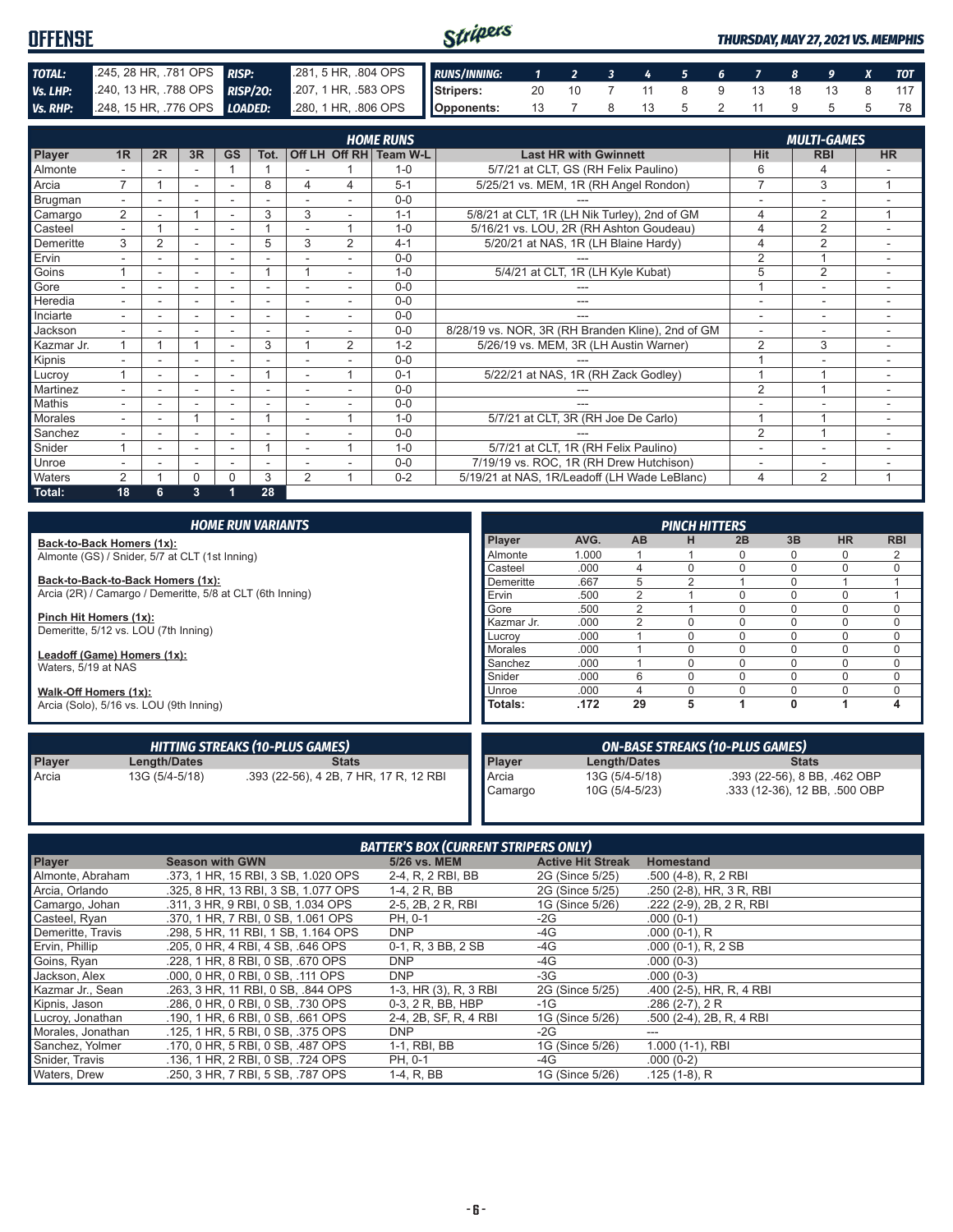# OFFENSE

*THURSDAY, MAY 27, 2021 VS. MEMPHIS*

| | | | |
|---|---|---|---|
| **TOTAL:** | .245, 28 HR, .781 OPS | **RISP:** | .281, 5 HR, .804 OPS |
| **Vs. LHP:** | .240, 13 HR, .788 OPS | **RISP/2O:** | .207, 1 HR, .583 OPS |
| **Vs. RHP:** | .248, 15 HR, .776 OPS | **LOADED:** | .280, 1 HR, .806 OPS |

| RUNS/INNING: | 1 | 2 | 3 | 4 | 5 | 6 | 7 | 8 | 9 | X | TOT |
|---|---|---|---|---|---|---|---|---|---|---|---|
| Stripers: | 20 | 10 | 7 | 11 | 8 | 9 | 13 | 18 | 13 | 8 | 117 |
| Opponents: | 13 | 7 | 8 | 13 | 5 | 2 | 11 | 9 | 5 | 5 | 78 |

## HOME RUNS / MULTI-GAMES

| Player | 1R | 2R | 3R | GS | Tot. | Off LH | Off RH | Team W-L | Last HR with Gwinnett | Hit | RBI | HR |
|---|---|---|---|---|---|---|---|---|---|---|---|---|
| Almonte | - | - | - | 1 | 1 | - | 1 | 1-0 | 5/7/21 at CLT, GS (RH Felix Paulino) | 6 | 4 | - |
| Arcia | 7 | 1 | - | - | 8 | 4 | 4 | 5-1 | 5/25/21 vs. MEM, 1R (RH Angel Rondon) | 7 | 3 | 1 |
| Brugman | - | - | - | - | - | - | - | 0-0 | --- | - | - | - |
| Camargo | 2 | - | 1 | - | 3 | 3 | - | 1-1 | 5/8/21 at CLT, 1R (LH Nik Turley), 2nd of GM | 4 | 2 | 1 |
| Casteel | - | 1 | - | - | 1 | - | 1 | 1-0 | 5/16/21 vs. LOU, 2R (RH Ashton Goudeau) | 4 | 2 | - |
| Demeritte | 3 | 2 | - | - | 5 | 3 | 2 | 4-1 | 5/20/21 at NAS, 1R (LH Blaine Hardy) | 4 | 2 | - |
| Ervin | - | - | - | - | - | - | - | 0-0 | --- | 2 | 1 | - |
| Goins | 1 | - | - | - | 1 | 1 | - | 1-0 | 5/4/21 at CLT, 1R (LH Kyle Kubat) | 5 | 2 | - |
| Gore | - | - | - | - | - | - | - | 0-0 | --- | 1 | - | - |
| Heredia | - | - | - | - | - | - | - | 0-0 | --- | - | - | - |
| Inciarte | - | - | - | - | - | - | - | 0-0 | --- | - | - | - |
| Jackson | - | - | - | - | - | - | - | 0-0 | 8/28/19 vs. NOR, 3R (RH Branden Kline), 2nd of GM | - | - | - |
| Kazmar Jr. | 1 | 1 | 1 | - | 3 | 1 | 2 | 1-2 | 5/26/19 vs. MEM, 3R (LH Austin Warner) | 2 | 3 | - |
| Kipnis | - | - | - | - | - | - | - | 0-0 | --- | 1 | - | - |
| Lucroy | 1 | - | - | - | 1 | - | 1 | 0-1 | 5/22/21 at NAS, 1R (RH Zack Godley) | 1 | 1 | - |
| Martinez | - | - | - | - | - | - | - | 0-0 | --- | 2 | 1 | - |
| Mathis | - | - | - | - | - | - | - | 0-0 | --- | - | - | - |
| Morales | - | - | 1 | - | 1 | - | 1 | 1-0 | 5/7/21 at CLT, 3R (RH Joe De Carlo) | 1 | 1 | - |
| Sanchez | - | - | - | - | - | - | - | 0-0 | --- | 2 | 1 | - |
| Snider | 1 | - | - | - | 1 | - | 1 | 1-0 | 5/7/21 at CLT, 1R (RH Felix Paulino) | - | - | - |
| Unroe | - | - | - | - | - | - | - | 0-0 | 7/19/19 vs. ROC, 1R (RH Drew Hutchison) | - | - | - |
| Waters | 2 | 1 | 0 | 0 | 3 | 2 | 1 | 0-2 | 5/19/21 at NAS, 1R/Leadoff (LH Wade LeBlanc) | 4 | 2 | 1 |
| **Total:** | **18** | **6** | **3** | **1** | **28** | | | | | | | |

## HOME RUN VARIANTS

**Back-to-Back Homers (1x):**
Almonte (GS) / Snider, 5/7 at CLT (1st Inning)

**Back-to-Back-to-Back Homers (1x):**
Arcia (2R) / Camargo / Demeritte, 5/8 at CLT (6th Inning)

**Pinch Hit Homers (1x):**
Demeritte, 5/12 vs. LOU (7th Inning)

**Leadoff (Game) Homers (1x):**
Waters, 5/19 at NAS

**Walk-Off Homers (1x):**
Arcia (Solo), 5/16 vs. LOU (9th Inning)

## PINCH HITTERS

| Player | AVG. | AB | H | 2B | 3B | HR | RBI |
|---|---|---|---|---|---|---|---|
| Almonte | 1.000 | 1 | 1 | 0 | 0 | 0 | 2 |
| Casteel | .000 | 4 | 0 | 0 | 0 | 0 | 0 |
| Demeritte | .667 | 5 | 2 | 1 | 0 | 1 | 1 |
| Ervin | .500 | 2 | 1 | 0 | 0 | 0 | 1 |
| Gore | .500 | 2 | 1 | 0 | 0 | 0 | 0 |
| Kazmar Jr. | .000 | 2 | 0 | 0 | 0 | 0 | 0 |
| Lucroy | .000 | 1 | 0 | 0 | 0 | 0 | 0 |
| Morales | .000 | 1 | 0 | 0 | 0 | 0 | 0 |
| Sanchez | .000 | 1 | 0 | 0 | 0 | 0 | 0 |
| Snider | .000 | 6 | 0 | 0 | 0 | 0 | 0 |
| Unroe | .000 | 4 | 0 | 0 | 0 | 0 | 0 |
| **Totals:** | **.172** | **29** | **5** | **1** | **0** | **1** | **4** |

## HITTING STREAKS (10-PLUS GAMES)

| Player | Length/Dates | Stats |
|---|---|---|
| Arcia | 13G (5/4-5/18) | .393 (22-56), 4 2B, 7 HR, 17 R, 12 RBI |

## ON-BASE STREAKS (10-PLUS GAMES)

| Player | Length/Dates | Stats |
|---|---|---|
| Arcia | 13G (5/4-5/18) | .393 (22-56), 8 BB, .462 OBP |
| Camargo | 10G (5/4-5/23) | .333 (12-36), 12 BB, .500 OBP |

## BATTER'S BOX (CURRENT STRIPERS ONLY)

| Player | Season with GWN | 5/26 vs. MEM | Active Hit Streak | Homestand |
|---|---|---|---|---|
| Almonte, Abraham | .373, 1 HR, 15 RBI, 3 SB, 1.020 OPS | 2-4, R, 2 RBI, BB | 2G (Since 5/25) | .500 (4-8), R, 2 RBI |
| Arcia, Orlando | .325, 8 HR, 13 RBI, 3 SB, 1.077 OPS | 1-4, 2 R, BB | 2G (Since 5/25) | .250 (2-8), HR, 3 R, RBI |
| Camargo, Johan | .311, 3 HR, 9 RBI, 0 SB, 1.034 OPS | 2-5, 2B, 2 R, RBI | 1G (Since 5/26) | .222 (2-9), 2B, 2 R, RBI |
| Casteel, Ryan | .370, 1 HR, 7 RBI, 0 SB, 1.061 OPS | PH, 0-1 | -2G | .000 (0-1) |
| Demeritte, Travis | .298, 5 HR, 11 RBI, 1 SB, 1.164 OPS | DNP | -4G | .000 (0-1), R |
| Ervin, Phillip | .205, 0 HR, 4 RBI, 4 SB, .646 OPS | 0-1, R, 3 BB, 2 SB | -4G | .000 (0-1), R, 2 SB |
| Goins, Ryan | .228, 1 HR, 8 RBI, 0 SB, .670 OPS | DNP | -4G | .000 (0-3) |
| Jackson, Alex | .000, 0 HR, 0 RBI, 0 SB, .111 OPS | DNP | -3G | .000 (0-3) |
| Kazmar Jr., Sean | .263, 3 HR, 11 RBI, 0 SB, .844 OPS | 1-3, HR (3), R, 3 RBI | 2G (Since 5/25) | .400 (2-5), HR, R, 4 RBI |
| Kipnis, Jason | .286, 0 HR, 0 RBI, 0 SB, .730 OPS | 0-3, 2 R, BB, HBP | -1G | .286 (2-7), 2 R |
| Lucroy, Jonathan | .190, 1 HR, 6 RBI, 0 SB, .661 OPS | 2-4, 2B, SF, R, 4 RBI | 1G (Since 5/26) | .500 (2-4), 2B, R, 4 RBI |
| Morales, Jonathan | .125, 1 HR, 5 RBI, 0 SB, .375 OPS | DNP | -2G | --- |
| Sanchez, Yolmer | .170, 0 HR, 5 RBI, 0 SB, .487 OPS | 1-1, RBI, BB | 1G (Since 5/26) | 1.000 (1-1), RBI |
| Snider, Travis | .136, 1 HR, 2 RBI, 0 SB, .724 OPS | PH, 0-1 | -4G | .000 (0-2) |
| Waters, Drew | .250, 3 HR, 7 RBI, 5 SB, .787 OPS | 1-4, R, BB | 1G (Since 5/26) | .125 (1-8), R |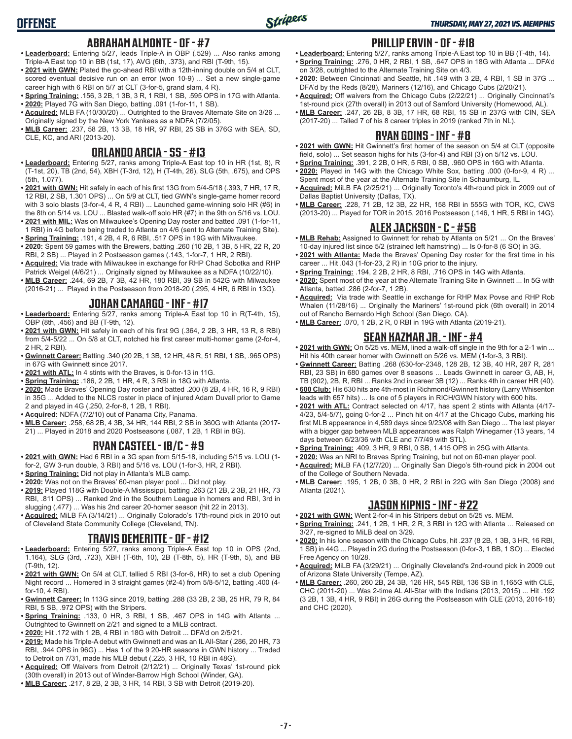## ABRAHAM ALMONTE - OF - #7

- **Leaderboard:** Entering 5/27, leads Triple-A in OBP (.529) ... Also ranks among Triple-A East top 10 in BB (1st, 17), AVG (6th, .373), and RBI (T-9th, 15).
- **2021 with GWN:** Plated the go-ahead RBI with a 12th-inning double on 5/4 at CLT, scored eventual decisive run on an error (won 10-9) ... Set a new single-game career high with 6 RBI on 5/7 at CLT (3-for-5, grand slam, 4 R).
- **Spring Training:** .156, 3 2B, 1 3B, 3 R, 1 RBI, 1 SB, .595 OPS in 17G with Atlanta.
- **2020:** Played 7G with San Diego, batting .091 (1-for-11, 1 SB).
- **Acquired:** MLB FA (10/30/20) ... Outrighted to the Braves Alternate Site on 3/26 ... Originally signed by the New York Yankees as a NDFA (7/2/05).
- **MLB Career:** .237, 58 2B, 13 3B, 18 HR, 97 RBI, 25 SB in 376G with SEA, SD, CLE, KC, and ARI (2013-20).

## ORLANDO ARCIA - SS - #13

- **Leaderboard:** Entering 5/27, ranks among Triple-A East top 10 in HR (1st, 8), R (T-1st, 20), TB (2nd, 54), XBH (T-3rd, 12), H (T-4th, 26), SLG (5th, .675), and OPS (5th, 1.077).
- **2021 with GWN:** Hit safely in each of his first 13G from 5/4-5/18 (.393, 7 HR, 17 R, 12 RBI, 2 SB, 1.301 OPS) ... On 5/9 at CLT, tied GWN's single-game homer record with 3 solo blasts (3-for-4, 4 R, 4 RBI) ... Launched game-winning solo HR (#6) in the 8th on 5/14 vs. LOU ... Blasted walk-off solo HR (#7) in the 9th on 5/16 vs. LOU.
- **2021 with MIL:** Was on Milwaukee's Opening Day roster and batted .091 (1-for-11, 1 RBI) in 4G before being traded to Atlanta on 4/6 (sent to Alternate Training Site).
- **Spring Training:** .191, 4 2B, 4 R, 6 RBI, .517 OPS in 19G with Milwaukee.
- **2020:** Spent 59 games with the Brewers, batting .260 (10 2B, 1 3B, 5 HR, 22 R, 20 RBI, 2 SB) ... Played in 2 Postseason games (.143, 1-for-7, 1 HR, 2 RBI).
- **Acquired:** Via trade with Milwaukee in exchange for RHP Chad Sobotka and RHP Patrick Weigel (4/6/21) ... Originally signed by Milwaukee as a NDFA (10/22/10).
- **MLB Career:** .244, 69 2B, 7 3B, 42 HR, 180 RBI, 39 SB in 542G with Milwaukee (2016-21) ... Played in the Postseason from 2018-20 (.295, 4 HR, 6 RBI in 13G).

## JOHAN CAMARGO - INF - #17

- **Leaderboard:** Entering 5/27, ranks among Triple-A East top 10 in R(T-4th, 15), OBP (8th, .456) and BB (T-9th, 12).
- **2021 with GWN:** Hit safely in each of his first 9G (.364, 2 2B, 3 HR, 13 R, 8 RBI) from 5/4-5/22 ... On 5/8 at CLT, notched his first career multi-homer game (2-for-4, 2 HR, 2 RBI).
- **Gwinnett Career:** Batting .340 (20 2B, 1 3B, 12 HR, 48 R, 51 RBI, 1 SB, .965 OPS) in 67G with Gwinnett since 2017.
- **2021 with ATL:** In 4 stints with the Braves, is 0-for-13 in 11G.
- **Spring Training:** .186, 2 2B, 1 HR, 4 R, 3 RBI in 18G with Atlanta.
- **2020:** Made Braves' Opening Day roster and batted .200 (8 2B, 4 HR, 16 R, 9 RBI) in 35G ... Added to the NLCS roster in place of injured Adam Duvall prior to Game 2 and played in 4G (.250, 2-for-8, 1 2B, 1 RBI).
- **Acquired:** NDFA (7/2/10) out of Panama City, Panama.
- **MLB Career:** .258, 68 2B, 4 3B, 34 HR, 144 RBI, 2 SB in 360G with Atlanta (2017-21) ... Played in 2018 and 2020 Postseasons (.087, 1 2B, 1 RBI in 8G).

## RYAN CASTEEL - 1B/C - #9

- **2021 with GWN:** Had 6 RBI in a 3G span from 5/15-5/18, including 5/15 vs. LOU (1-for-2, GW 3-run double, 3 RBI) and 5/16 vs. LOU (1-for-3, HR, 2 RBI).
- **Spring Training:** Did not play in Atlanta's MLB camp.
- **2020:** Was not on the Braves' 60-man player pool ... Did not play.
- **2019:** Played 118G with Double-A Mississippi, batting .263 (21 2B, 2 3B, 21 HR, 73 RBI, .811 OPS) ... Ranked 2nd in the Southern League in homers and RBI, 3rd in slugging (.477) ... Was his 2nd career 20-homer season (hit 22 in 2013).
- **Acquired:** MiLB FA (3/14/21) ... Originally Colorado's 17th-round pick in 2010 out of Cleveland State Community College (Cleveland, TN).

## TRAVIS DEMERITTE - OF - #12

- **Leaderboard:** Entering 5/27, ranks among Triple-A East top 10 in OPS (2nd, 1.164), SLG (3rd, .723), XBH (T-6th, 10), 2B (T-8th, 5), HR (T-9th, 5), and BB (T-9th, 12).
- **2021 with GWN:** On 5/4 at CLT, tallied 5 RBI (3-for-6, HR) to set a club Opening Night record ... Homered in 3 straight games (#2-4) from 5/8-5/12, batting .400 (4-for-10, 4 RBI).
- **Gwinnett Career:** In 113G since 2019, batting .288 (33 2B, 2 3B, 25 HR, 79 R, 84 RBI, 5 SB, .972 OPS) with the Stripers.
- **Spring Training:** .133, 0 HR, 3 RBI, 1 SB, .467 OPS in 14G with Atlanta ... Outrighted to Gwinnett on 2/21 and signed to a MiLB contract.
- **2020:** Hit .172 with 1 2B, 4 RBI in 18G with Detroit ... DFA'd on 2/5/21.
- **2019:** Made his Triple-A debut with Gwinnett and was an IL All-Star (.286, 20 HR, 73 RBI, .944 OPS in 96G) ... Has 1 of the 9 20-HR seasons in GWN history ... Traded to Detroit on 7/31, made his MLB debut (.225, 3 HR, 10 RBI in 48G).
- **Acquired:** Off Waivers from Detroit (2/12/21) ... Originally Texas' 1st-round pick (30th overall) in 2013 out of Winder-Barrow High School (Winder, GA).
- **MLB Career:** .217, 8 2B, 2 3B, 3 HR, 14 RBI, 3 SB with Detroit (2019-20).

## PHILLIP ERVIN - OF - #18

- **Leaderboard:** Entering 5/27, ranks among Triple-A East top 10 in BB (T-4th, 14).
- **Spring Training:** .276, 0 HR, 2 RBI, 1 SB, .647 OPS in 18G with Atlanta ... DFA'd on 3/28, outrighted to the Alternate Training Site on 4/3.
- **2020:** Between Cincinnati and Seattle, hit .149 with 3 2B, 4 RBI, 1 SB in 37G ... DFA'd by the Reds (8/28), Mariners (12/16), and Chicago Cubs (2/20/21).
- **Acquired:** Off waivers from the Chicago Cubs (2/22/21) ... Originally Cincinnati's 1st-round pick (27th overall) in 2013 out of Samford University (Homewood, AL).
- **MLB Career:** .247, 26 2B, 8 3B, 17 HR, 68 RBI, 15 SB in 237G with CIN, SEA (2017-20) ... Talled 7 of his 8 career triples in 2019 (ranked 7th in NL).

## RYAN GOINS - INF - #8

- **2021 with GWN:** Hit Gwinnett's first homer of the season on 5/4 at CLT (opposite field, solo) ... Set season highs for hits (3-for-4) and RBI (3) on 5/12 vs. LOU.
- **Spring Training:** .391, 2 2B, 0 HR, 5 RBI, 0 SB, .960 OPS in 16G with Atlanta.
- **2020:** Played in 14G with the Chicago White Sox, batting .000 (0-for-9, 4 R) ... Spent most of the year at the Alternate Training Site in Schaumburg, IL.
- **Acquired:** MiLB FA (2/25/21) ... Originally Toronto's 4th-round pick in 2009 out of Dallas Baptist University (Dallas, TX).
- **MLB Career:** .228, 71 2B, 12 3B, 22 HR, 158 RBI in 555G with TOR, KC, CWS (2013-20) ... Played for TOR in 2015, 2016 Postseason (.146, 1 HR, 5 RBI in 14G).

## ALEX JACKSON - C - #56

- **MLB Rehab:** Assigned to Gwinnett for rehab by Atlanta on 5/21 ... On the Braves' 10-day injured list since 5/2 (strained left hamstring) ... Is 0-for-8 (6 SO) in 3G.
- **2021 with Atlanta:** Made the Braves' Opening Day roster for the first time in his career ... Hit .043 (1-for-23, 2 R) in 10G prior to the injury.
- **Spring Training:** .194, 2 2B, 2 HR, 8 RBI, .716 OPS in 14G with Atlanta.
- **2020:** Spent most of the year at the Alternate Training Site in Gwinnett ... In 5G with Atlanta, batted .286 (2-for-7, 1 2B).
- **Acquired:** Via trade with Seattle in exchange for RHP Max Povse and RHP Rob Whalen (11/28/16) ... Originally the Mariners' 1st-round pick (6th overall) in 2014 out of Rancho Bernardo High School (San Diego, CA).
- **MLB Career:** .070, 1 2B, 2 R, 0 RBI in 19G with Atlanta (2019-21).

## SEAN KAZMAR JR. - INF - #4

- **2021 with GWN:** On 5/25 vs. MEM, lined a walk-off single in the 9th for a 2-1 win ... Hit his 40th career homer with Gwinnett on 5/26 vs. MEM (1-for-3, 3 RBI).
- **Gwinnett Career:** Batting .268 (630-for-2348, 128 2B, 12 3B, 40 HR, 287 R, 281 RBI, 23 SB) in 680 games over 8 seasons ... Leads Gwinnett in career G, AB, H, TB (902), 2B, R, RBI ... Ranks 2nd in career 3B (12) ... Ranks 4th in career HR (40).
- **600 Club:** His 630 hits are 4th-most in Richmond/Gwinnett history (Larry Whisenton leads with 657 hits) ... Is one of 5 players in RICH/GWN history with 600 hits.
- **2021 with ATL:** Contract selected on 4/17, has spent 2 stints with Atlanta (4/17-4/23, 5/4-5/7), going 0-for-2 ... Pinch hit on 4/17 at the Chicago Cubs, marking his first MLB appearance in 4,589 days since 9/23/08 with San Diego ... The last player with a bigger gap between MLB appearances was Ralph Winegarner (13 years, 14 days between 6/23/36 with CLE and 7/7/49 with STL).
- **Spring Training:** .409, 3 HR, 9 RBI, 0 SB, 1.415 OPS in 25G with Atlanta.
- **2020:** Was an NRI to Braves Spring Training, but not on 60-man player pool.
- **Acquired:** MiLB FA (12/7/20) ... Originally San Diego's 5th-round pick in 2004 out of the College of Southern Nevada.
- **MLB Career:** .195, 1 2B, 0 3B, 0 HR, 2 RBI in 22G with San Diego (2008) and Atlanta (2021).

## JASON KIPNIS - INF - #22

- **2021 with GWN:** Went 2-for-4 in his Stripers debut on 5/25 vs. MEM.
- **Spring Training:** .241, 1 2B, 1 HR, 2 R, 3 RBI in 12G with Atlanta ... Released on 3/27, re-signed to MiLB deal on 3/29.
- **2020:** In his lone season with the Chicago Cubs, hit .237 (8 2B, 1 3B, 3 HR, 16 RBI, 1 SB) in 44G ... Played in 2G during the Postseason (0-for-3, 1 BB, 1 SO) ... Elected Free Agency on 10/28.
- **Acquired:** MiLB FA (3/29/21) ... Originally Cleveland's 2nd-round pick in 2009 out of Arizona State University (Tempe, AZ).
- **MLB Career:** .260, 260 2B, 24 3B, 126 HR, 545 RBI, 136 SB in 1,165G with CLE, CHC (2011-20) ... Was 2-time AL All-Star with the Indians (2013, 2015) ... Hit .192 (3 2B, 1 3B, 4 HR, 9 RBI) in 26G during the Postseason with CLE (2013, 2016-18) and CHC (2020).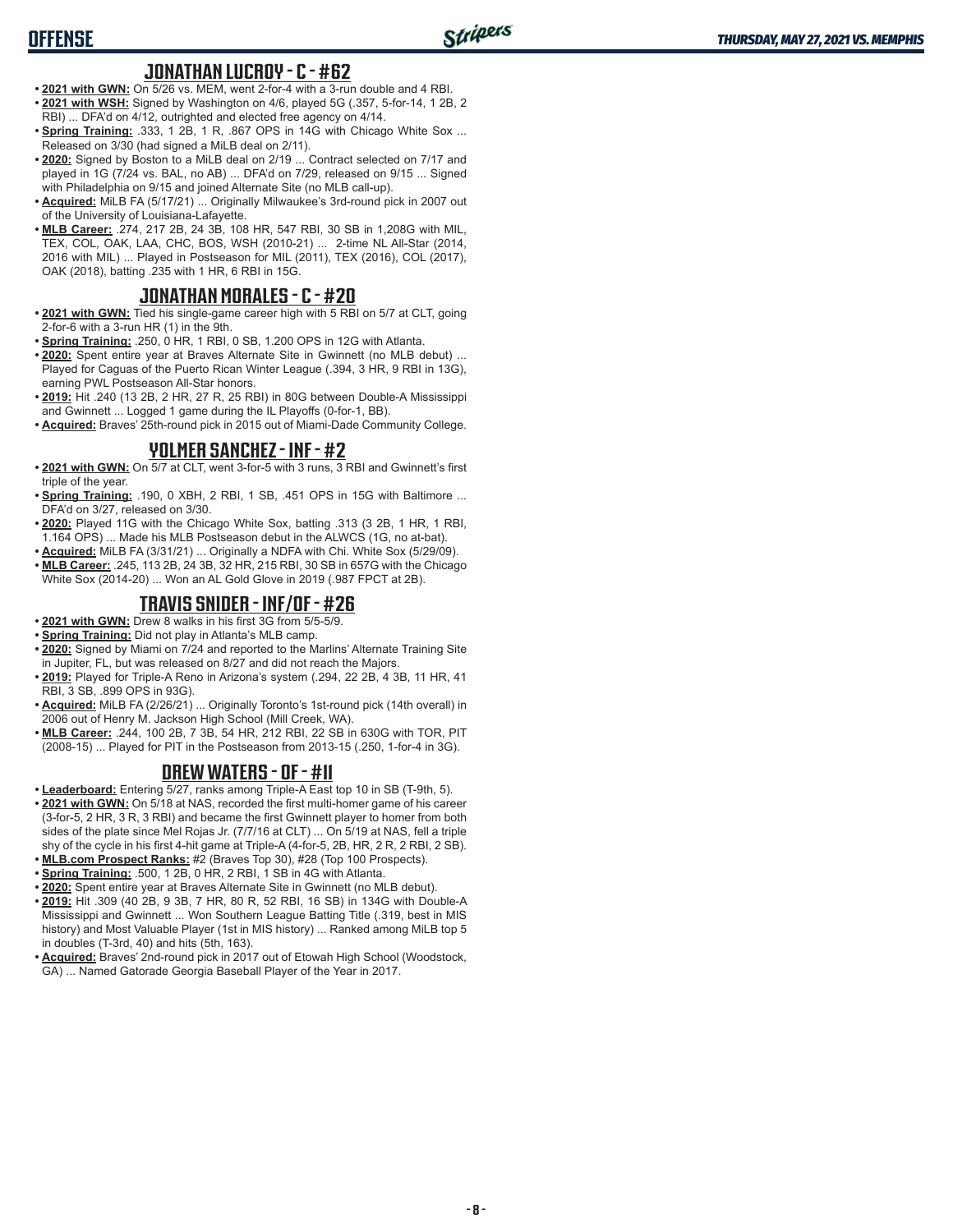## JONATHAN LUCROY - C - #62

- **2021 with GWN:** On 5/26 vs. MEM, went 2-for-4 with a 3-run double and 4 RBI.
- **2021 with WSH:** Signed by Washington on 4/6, played 5G (.357, 5-for-14, 1 2B, 2 RBI) ... DFA'd on 4/12, outrighted and elected free agency on 4/14.
- **Spring Training:** .333, 1 2B, 1 R, .867 OPS in 14G with Chicago White Sox ... Released on 3/30 (had signed a MiLB deal on 2/11).
- **2020:** Signed by Boston to a MiLB deal on 2/19 ... Contract selected on 7/17 and played in 1G (7/24 vs. BAL, no AB) ... DFA'd on 7/29, released on 9/15 ... Signed with Philadelphia on 9/15 and joined Alternate Site (no MLB call-up).
- **Acquired:** MiLB FA (5/17/21) ... Originally Milwaukee's 3rd-round pick in 2007 out of the University of Louisiana-Lafayette.
- **MLB Career:** .274, 217 2B, 24 3B, 108 HR, 547 RBI, 30 SB in 1,208G with MIL, TEX, COL, OAK, LAA, CHC, BOS, WSH (2010-21) ... 2-time NL All-Star (2014, 2016 with MIL) ... Played in Postseason for MIL (2011), TEX (2016), COL (2017), OAK (2018), batting .235 with 1 HR, 6 RBI in 15G.

## JONATHAN MORALES - C - #20

- **2021 with GWN:** Tied his single-game career high with 5 RBI on 5/7 at CLT, going 2-for-6 with a 3-run HR (1) in the 9th.
- **Spring Training:** .250, 0 HR, 1 RBI, 0 SB, 1.200 OPS in 12G with Atlanta.
- **2020:** Spent entire year at Braves Alternate Site in Gwinnett (no MLB debut) ... Played for Caguas of the Puerto Rican Winter League (.394, 3 HR, 9 RBI in 13G), earning PWL Postseason All-Star honors.
- **2019:** Hit .240 (13 2B, 2 HR, 27 R, 25 RBI) in 80G between Double-A Mississippi and Gwinnett ... Logged 1 game during the IL Playoffs (0-for-1, BB).
- **Acquired:** Braves' 25th-round pick in 2015 out of Miami-Dade Community College.

## YOLMER SANCHEZ - INF - #2

- **2021 with GWN:** On 5/7 at CLT, went 3-for-5 with 3 runs, 3 RBI and Gwinnett's first triple of the year.
- **Spring Training:** .190, 0 XBH, 2 RBI, 1 SB, .451 OPS in 15G with Baltimore ... DFA'd on 3/27, released on 3/30.
- **2020:** Played 11G with the Chicago White Sox, batting .313 (3 2B, 1 HR, 1 RBI, 1.164 OPS) ... Made his MLB Postseason debut in the ALWCS (1G, no at-bat).
- **Acquired:** MiLB FA (3/31/21) ... Originally a NDFA with Chi. White Sox (5/29/09).
- **MLB Career:** .245, 113 2B, 24 3B, 32 HR, 215 RBI, 30 SB in 657G with the Chicago White Sox (2014-20) ... Won an AL Gold Glove in 2019 (.987 FPCT at 2B).

## TRAVIS SNIDER - INF/OF - #26

- **2021 with GWN:** Drew 8 walks in his first 3G from 5/5-5/9.
- **Spring Training:** Did not play in Atlanta's MLB camp.
- **2020:** Signed by Miami on 7/24 and reported to the Marlins' Alternate Training Site in Jupiter, FL, but was released on 8/27 and did not reach the Majors.
- **2019:** Played for Triple-A Reno in Arizona's system (.294, 22 2B, 4 3B, 11 HR, 41 RBI, 3 SB, .899 OPS in 93G).
- **Acquired:** MiLB FA (2/26/21) ... Originally Toronto's 1st-round pick (14th overall) in 2006 out of Henry M. Jackson High School (Mill Creek, WA).
- **MLB Career:** .244, 100 2B, 7 3B, 54 HR, 212 RBI, 22 SB in 630G with TOR, PIT (2008-15) ... Played for PIT in the Postseason from 2013-15 (.250, 1-for-4 in 3G).

## DREW WATERS - OF - #11

- **Leaderboard:** Entering 5/27, ranks among Triple-A East top 10 in SB (T-9th, 5).
- **2021 with GWN:** On 5/18 at NAS, recorded the first multi-homer game of his career (3-for-5, 2 HR, 3 R, 3 RBI) and became the first Gwinnett player to homer from both sides of the plate since Mel Rojas Jr. (7/7/16 at CLT) ... On 5/19 at NAS, fell a triple shy of the cycle in his first 4-hit game at Triple-A (4-for-5, 2B, HR, 2 R, 2 RBI, 2 SB).
- **MLB.com Prospect Ranks:** #2 (Braves Top 30), #28 (Top 100 Prospects).
- **Spring Training:** .500, 1 2B, 0 HR, 2 RBI, 1 SB in 4G with Atlanta.
- **2020:** Spent entire year at Braves Alternate Site in Gwinnett (no MLB debut).
- **2019:** Hit .309 (40 2B, 9 3B, 7 HR, 80 R, 52 RBI, 16 SB) in 134G with Double-A Mississippi and Gwinnett ... Won Southern League Batting Title (.319, best in MIS history) and Most Valuable Player (1st in MIS history) ... Ranked among MiLB top 5 in doubles (T-3rd, 40) and hits (5th, 163).
- **Acquired:** Braves' 2nd-round pick in 2017 out of Etowah High School (Woodstock, GA) ... Named Gatorade Georgia Baseball Player of the Year in 2017.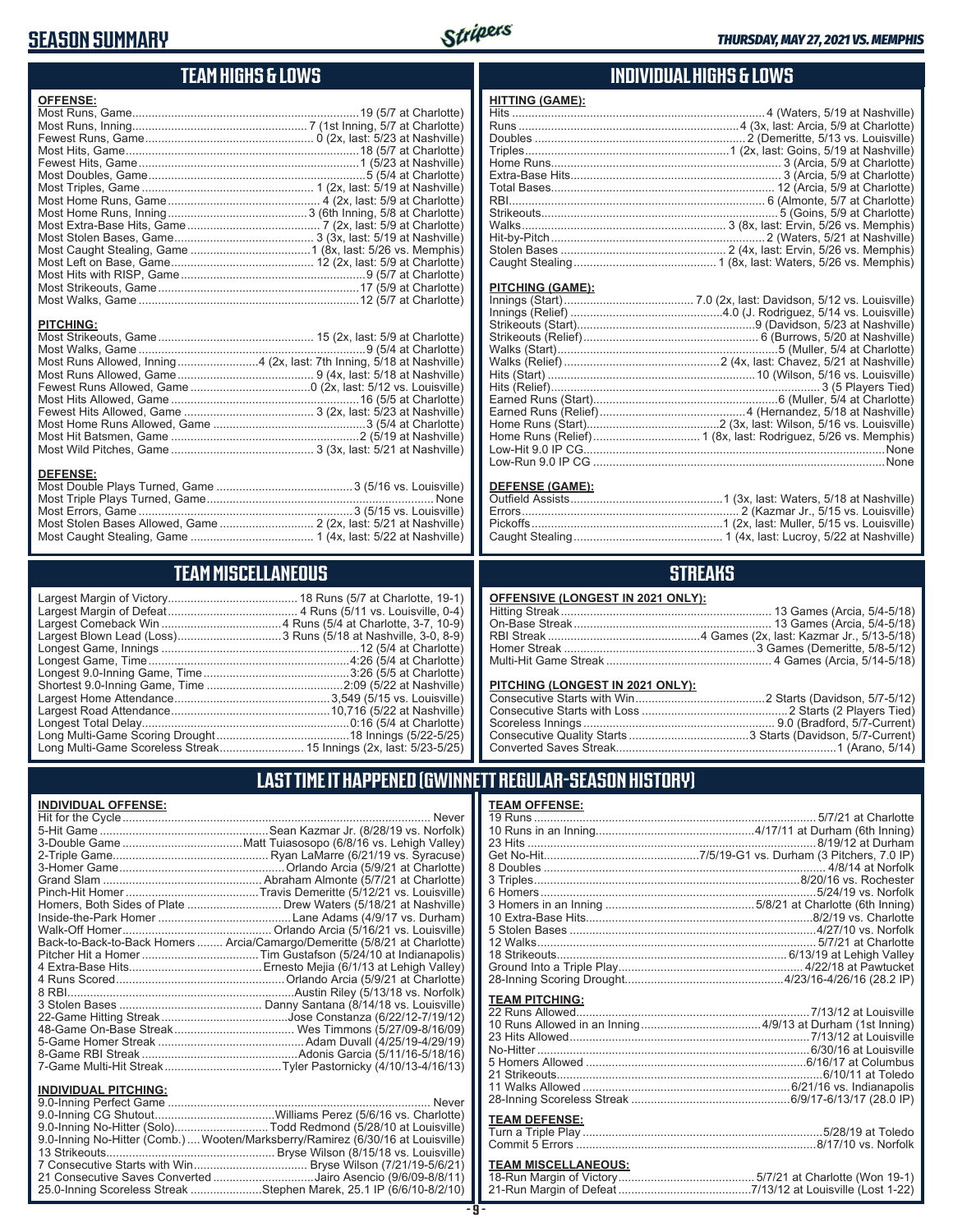# SEASON SUMMARY

*THURSDAY, MAY 27, 2021 VS. MEMPHIS*

## TEAM HIGHS & LOWS

**OFFENSE:**

| | |
|---|---|
| Most Runs, Game | 19 (5/7 at Charlotte) |
| Most Runs, Inning | 7 (1st Inning, 5/7 at Charlotte) |
| Fewest Runs, Game | 0 (2x, last: 5/23 at Nashville) |
| Most Hits, Game | 18 (5/7 at Charlotte) |
| Fewest Hits, Game | 1 (5/23 at Nashville) |
| Most Doubles, Game | 5 (5/4 at Charlotte) |
| Most Triples, Game | 1 (2x, last: 5/19 at Nashville) |
| Most Home Runs, Game | 4 (2x, last: 5/9 at Charlotte) |
| Most Home Runs, Inning | 3 (6th Inning, 5/8 at Charlotte) |
| Most Extra-Base Hits, Game | 7 (2x, last: 5/9 at Charlotte) |
| Most Stolen Bases, Game | 5 (3x, last: 5/19 at Nashville) |
| Most Caught Stealing, Game | 1 (8x, last: 5/26 vs. Memphis) |
| Most Left on Base, Game | 12 (2x, last: 5/9 at Charlotte) |
| Most Hits with RISP, Game | 9 (5/7 at Charlotte) |
| Most Strikeouts, Game | 17 (5/9 at Charlotte) |
| Most Walks, Game | 12 (5/7 at Charlotte) |

**PITCHING:**

| | |
|---|---|
| Most Strikeouts, Game | 15 (2x, last: 5/9 at Charlotte) |
| Most Walks, Game | 9 (5/4 at Charlotte) |
| Most Runs Allowed, Inning | 4 (2x, last: 7th Inning, 5/18 at Nashville) |
| Most Runs Allowed, Game | 9 (4x, last: 5/18 at Nashville) |
| Fewest Runs Allowed, Game | 0 (2x, last: 5/12 vs. Louisville) |
| Most Hits Allowed, Game | 16 (5/5 at Charlotte) |
| Fewest Hits Allowed, Game | 3 (2x, last: 5/23 at Nashville) |
| Most Home Runs Allowed, Game | 3 (5/4 at Charlotte) |
| Most Hit Batsmen, Game | 2 (5/19 at Nashville) |
| Most Wild Pitches, Game | 3 (3x, last: 5/21 at Nashville) |

**DEFENSE:**

| | |
|---|---|
| Most Double Plays Turned, Game | 3 (5/16 vs. Louisville) |
| Most Triple Plays Turned, Game | None |
| Most Errors, Game | 3 (5/15 vs. Louisville) |
| Most Stolen Bases Allowed, Game | 2 (2x, last: 5/21 at Nashville) |
| Most Caught Stealing, Game | 1 (4x, last: 5/22 at Nashville) |

## INDIVIDUAL HIGHS & LOWS

**HITTING (GAME):**

| | |
|---|---|
| Hits | 4 (Waters, 5/19 at Nashville) |
| Runs | 4 (3x, last: Arcia, 5/9 at Charlotte) |
| Doubles | 2 (Demeritte, 5/13 vs. Louisville) |
| Triples | 1 (2x, last: Goins, 5/19 at Nashville) |
| Home Runs | 3 (Arcia, 5/9 at Charlotte) |
| Extra-Base Hits | 3 (Arcia, 5/9 at Charlotte) |
| Total Bases | 12 (Arcia, 5/9 at Charlotte) |
| RBI | 6 (Almonte, 5/7 at Charlotte) |
| Strikeouts | 5 (Goins, 5/9 at Charlotte) |
| Walks | 3 (8x, last: Ervin, 5/26 vs. Memphis) |
| Hit-by-Pitch | 2 (Waters, 5/21 at Nashville) |
| Stolen Bases | 2 (4x, last: Ervin, 5/26 vs. Memphis) |
| Caught Stealing | 1 (8x, last: Waters, 5/26 vs. Memphis) |

**PITCHING (GAME):**

| | |
|---|---|
| Innings (Start) | 7.0 (2x, last: Davidson, 5/12 vs. Louisville) |
| Innings (Relief) | 4.0 (J. Rodriguez, 5/14 vs. Louisville) |
| Strikeouts (Start) | 9 (Davidson, 5/23 at Nashville) |
| Strikeouts (Relief) | 6 (Burrows, 5/20 at Nashville) |
| Walks (Start) | 5 (Muller, 5/4 at Charlotte) |
| Walks (Relief) | 2 (4x, last: Chavez, 5/21 at Nashville) |
| Hits (Start) | 10 (Wilson, 5/16 vs. Louisville) |
| Hits (Relief) | 3 (5 Players Tied) |
| Earned Runs (Start) | 6 (Muller, 5/4 at Charlotte) |
| Earned Runs (Relief) | 4 (Hernandez, 5/18 at Nashville) |
| Home Runs (Start) | 2 (3x, last: Wilson, 5/16 vs. Louisville) |
| Home Runs (Relief) | 1 (8x, last: Rodriguez, 5/26 vs. Memphis) |
| Low-Hit 9.0 IP CG | None |
| Low-Run 9.0 IP CG | None |

**DEFENSE (GAME):**

| | |
|---|---|
| Outfield Assists | 1 (3x, last: Waters, 5/18 at Nashville) |
| Errors | 2 (Kazmar Jr., 5/15 vs. Louisville) |
| Pickoffs | 1 (2x, last: Muller, 5/15 vs. Louisville) |
| Caught Stealing | 1 (4x, last: Lucroy, 5/22 at Nashville) |

## TEAM MISCELLANEOUS

| | |
|---|---|
| Largest Margin of Victory | 18 Runs (5/7 at Charlotte, 19-1) |
| Largest Margin of Defeat | 4 Runs (5/11 vs. Louisville, 0-4) |
| Largest Comeback Win | 4 Runs (5/4 at Charlotte, 3-7, 10-9) |
| Largest Blown Lead (Loss) | 3 Runs (5/18 at Nashville, 3-0, 8-9) |
| Longest Game, Innings | 12 (5/4 at Charlotte) |
| Longest Game, Time | 4:26 (5/4 at Charlotte) |
| Longest 9.0-Inning Game, Time | 3:26 (5/5 at Charlotte) |
| Shortest 9.0-Inning Game, Time | 2:09 (5/22 at Nashville) |
| Largest Home Attendance | 3,549 (5/15 vs. Louisville) |
| Largest Road Attendance | 10,716 (5/22 at Nashville) |
| Longest Total Delay | 0:16 (5/4 at Charlotte) |
| Long Multi-Game Scoring Drought | 18 Innings (5/22-5/25) |
| Long Multi-Game Scoreless Streak | 15 Innings (2x, last: 5/23-5/25) |

## STREAKS

**OFFENSIVE (LONGEST IN 2021 ONLY):**

| | |
|---|---|
| Hitting Streak | 13 Games (Arcia, 5/4-5/18) |
| On-Base Streak | 13 Games (Arcia, 5/4-5/18) |
| RBI Streak | 4 Games (2x, last: Kazmar Jr., 5/13-5/18) |
| Homer Streak | 3 Games (Demeritte, 5/8-5/12) |
| Multi-Hit Game Streak | 4 Games (Arcia, 5/14-5/18) |

**PITCHING (LONGEST IN 2021 ONLY):**

| | |
|---|---|
| Consecutive Starts with Win | 2 Starts (Davidson, 5/7-5/12) |
| Consecutive Starts with Loss | 2 Starts (2 Players Tied) |
| Scoreless Innings | 9.0 (Bradford, 5/7-Current) |
| Consecutive Quality Starts | 3 Starts (Davidson, 5/7-Current) |
| Converted Saves Streak | 1 (Arano, 5/14) |

## LAST TIME IT HAPPENED (GWINNETT REGULAR-SEASON HISTORY)

**INDIVIDUAL OFFENSE:**

| | |
|---|---|
| Hit for the Cycle | Never |
| 5-Hit Game | Sean Kazmar Jr. (8/28/19 vs. Norfolk) |
| 3-Double Game | Matt Tuiasosopo (6/8/16 vs. Lehigh Valley) |
| 2-Triple Game | Ryan LaMarre (6/21/19 vs. Syracuse) |
| 3-Homer Game | Orlando Arcia (5/9/21 at Charlotte) |
| Grand Slam | Abraham Almonte (5/7/21 at Charlotte) |
| Pinch-Hit Homer | Travis Demeritte (5/12/21 vs. Louisville) |
| Homers, Both Sides of Plate | Drew Waters (5/18/21 at Nashville) |
| Inside-the-Park Homer | Lane Adams (4/9/17 vs. Durham) |
| Walk-Off Homer | Orlando Arcia (5/16/21 vs. Louisville) |
| Back-to-Back-to-Back Homers | Arcia/Camargo/Demeritte (5/8/21 at Charlotte) |
| Pitcher Hit a Homer | Tim Gustafson (5/24/10 at Indianapolis) |
| 4 Extra-Base Hits | Ernesto Mejia (6/1/13 at Lehigh Valley) |
| 4 Runs Scored | Orlando Arcia (5/9/21 at Charlotte) |
| 8 RBI | Austin Riley (5/13/18 vs. Norfolk) |
| 3 Stolen Bases | Danny Santana (8/14/18 vs. Louisville) |
| 22-Game Hitting Streak | Jose Constanza (6/22/12-7/19/12) |
| 48-Game On-Base Streak | Wes Timmons (5/27/09-8/16/09) |
| 5-Game Homer Streak | Adam Duvall (4/25/19-4/29/19) |
| 8-Game RBI Streak | Adonis Garcia (5/11/16-5/18/16) |
| 7-Game Multi-Hit Streak | Tyler Pastornicky (4/10/13-4/16/13) |

**INDIVIDUAL PITCHING:**

| | |
|---|---|
| 9.0-Inning Perfect Game | Never |
| 9.0-Inning CG Shutout | Williams Perez (5/6/16 vs. Charlotte) |
| 9.0-Inning No-Hitter (Solo) | Todd Redmond (5/28/10 at Louisville) |
| 9.0-Inning No-Hitter (Comb.) | Wooten/Marksberry/Ramirez (6/30/16 at Louisville) |
| 13 Strikeouts | Bryse Wilson (8/15/18 vs. Louisville) |
| 7 Consecutive Starts with Win | Bryse Wilson (7/21/19-5/6/21) |
| 21 Consecutive Saves Converted | Jairo Asencio (9/6/09-8/8/11) |
| 25.0-Inning Scoreless Streak | Stephen Marek, 25.1 IP (6/6/10-8/2/10) |

**TEAM OFFENSE:**

| | |
|---|---|
| 19 Runs | 5/7/21 at Charlotte |
| 10 Runs in an Inning | 4/17/11 at Durham (6th Inning) |
| 23 Hits | 8/19/12 at Durham |
| Get No-Hit | 7/5/19-G1 vs. Durham (3 Pitchers, 7.0 IP) |
| 8 Doubles | 4/8/14 at Norfolk |
| 3 Triples | 8/20/16 vs. Rochester |
| 6 Homers | 5/24/19 vs. Norfolk |
| 3 Homers in an Inning | 5/8/21 at Charlotte (6th Inning) |
| 10 Extra-Base Hits | 8/2/19 vs. Charlotte |
| 5 Stolen Bases | 4/27/10 vs. Norfolk |
| 12 Walks | 5/7/21 at Charlotte |
| 18 Strikeouts | 6/13/19 at Lehigh Valley |
| Ground Into a Triple Play | 4/22/18 at Pawtucket |
| 28-Inning Scoring Drought | 4/23/16-4/26/16 (28.2 IP) |

**TEAM PITCHING:**

| | |
|---|---|
| 22 Runs Allowed | 7/13/12 at Louisville |
| 10 Runs Allowed in an Inning | 4/9/13 at Durham (1st Inning) |
| 23 Hits Allowed | 7/13/12 at Louisville |
| No-Hitter | 6/30/16 at Louisville |
| 5 Homers Allowed | 6/16/17 at Columbus |
| 21 Strikeouts | 6/10/11 at Toledo |
| 11 Walks Allowed | 6/21/16 vs. Indianapolis |
| 28-Inning Scoreless Streak | 6/9/17-6/13/17 (28.0 IP) |

**TEAM DEFENSE:**

| | |
|---|---|
| Turn a Triple Play | 5/28/19 at Toledo |
| Commit 5 Errors | 8/17/10 vs. Norfolk |

**TEAM MISCELLANEOUS:**

| | |
|---|---|
| 18-Run Margin of Victory | 5/7/21 at Charlotte (Won 19-1) |
| 21-Run Margin of Defeat | 7/13/12 at Louisville (Lost 1-22) |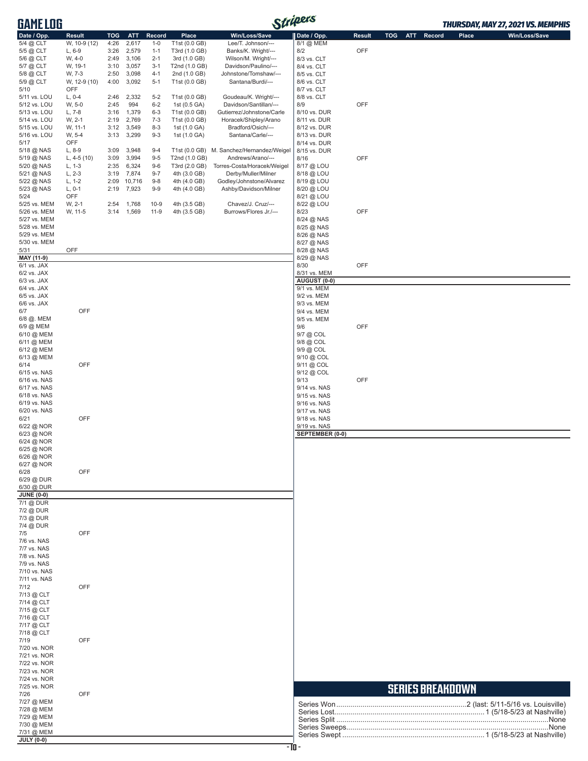# GAME LOG

**THURSDAY, MAY 27, 2021 VS. MEMPHIS**

| Date / Opp. | Result | TOG | ATT | Record | Place | Win/Loss/Save |
|---|---|---|---|---|---|---|
| 5/4 @ CLT | W, 10-9 (12) | 4:26 | 2,617 | 1-0 | T1st (0.0 GB) | Lee/T. Johnson/--- |
| 5/5 @ CLT | L, 6-9 | 3:26 | 2,579 | 1-1 | T3rd (1.0 GB) | Banks/K. Wright/--- |
| 5/6 @ CLT | W, 4-0 | 2:49 | 3,106 | 2-1 | 3rd (1.0 GB) | Wilson/M. Wright/--- |
| 5/7 @ CLT | W, 19-1 | 3:10 | 3,057 | 3-1 | T2nd (1.0 GB) | Davidson/Paulino/--- |
| 5/8 @ CLT | W, 7-3 | 2:50 | 3,098 | 4-1 | 2nd (1.0 GB) | Johnstone/Tomshaw/--- |
| 5/9 @ CLT | W, 12-9 (10) | 4:00 | 3,092 | 5-1 | T1st (0.0 GB) | Santana/Burdi/--- |
| 5/10 | OFF | | | | | |
| 5/11 vs. LOU | L, 0-4 | 2:46 | 2,332 | 5-2 | T1st (0.0 GB) | Goudeau/K. Wright/--- |
| 5/12 vs. LOU | W, 5-0 | 2:45 | 994 | 6-2 | 1st (0.5 GA) | Davidson/Santillan/--- |
| 5/13 vs. LOU | L, 7-8 | 3:16 | 1,379 | 6-3 | T1st (0.0 GB) | Gutierrez/Johnstone/Carle |
| 5/14 vs. LOU | W, 2-1 | 2:19 | 2,769 | 7-3 | T1st (0.0 GB) | Horacek/Shipley/Arano |
| 5/15 vs. LOU | W, 11-1 | 3:12 | 3,549 | 8-3 | 1st (1.0 GA) | Bradford/Osich/--- |
| 5/16 vs. LOU | W, 5-4 | 3:13 | 3,299 | 9-3 | 1st (1.0 GA) | Santana/Carle/--- |
| 5/17 | OFF | | | | | |
| 5/18 @ NAS | L, 8-9 | 3:09 | 3,948 | 9-4 | T1st (0.0 GB) | M. Sanchez/Hernandez/Weigel |
| 5/19 @ NAS | L, 4-5 (10) | 3:09 | 3,994 | 9-5 | T2nd (1.0 GB) | Andrews/Arano/--- |
| 5/20 @ NAS | L, 1-3 | 2:35 | 6,324 | 9-6 | T3rd (2.0 GB) | Torres-Costa/Horacek/Weigel |
| 5/21 @ NAS | L, 2-3 | 3:19 | 7,874 | 9-7 | 4th (3.0 GB) | Derby/Muller/Milner |
| 5/22 @ NAS | L, 1-2 | 2:09 | 10,716 | 9-8 | 4th (4.0 GB) | Godley/Johnstone/Alvarez |
| 5/23 @ NAS | L, 0-1 | 2:19 | 7,923 | 9-9 | 4th (4.0 GB) | Ashby/Davidson/Milner |
| 5/24 | OFF | | | | | |
| 5/25 vs. MEM | W, 2-1 | 2:54 | 1,768 | 10-9 | 4th (3.5 GB) | Chavez/J. Cruz/--- |
| 5/26 vs. MEM | W, 11-5 | 3:14 | 1,569 | 11-9 | 4th (3.5 GB) | Burrows/Flores Jr./--- |
| 5/27 vs. MEM | | | | | | |
| 5/28 vs. MEM | | | | | | |
| 5/29 vs. MEM | | | | | | |
| 5/30 vs. MEM | | | | | | |
| 5/31 | OFF | | | | | |
| **MAY (11-9)** | | | | | | |
| 6/1 vs. JAX | | | | | | |
| 6/2 vs. JAX | | | | | | |
| 6/3 vs. JAX | | | | | | |
| 6/4 vs. JAX | | | | | | |
| 6/5 vs. JAX | | | | | | |
| 6/6 vs. JAX | | | | | | |
| 6/7 | OFF | | | | | |
| 6/8 @. MEM | | | | | | |
| 6/9 @ MEM | | | | | | |
| 6/10 @ MEM | | | | | | |
| 6/11 @ MEM | | | | | | |
| 6/12 @ MEM | | | | | | |
| 6/13 @ MEM | | | | | | |
| 6/14 | OFF | | | | | |
| 6/15 vs. NAS | | | | | | |
| 6/16 vs. NAS | | | | | | |
| 6/17 vs. NAS | | | | | | |
| 6/18 vs. NAS | | | | | | |
| 6/19 vs. NAS | | | | | | |
| 6/20 vs. NAS | | | | | | |
| 6/21 | OFF | | | | | |
| 6/22 @ NOR | | | | | | |
| 6/23 @ NOR | | | | | | |
| 6/24 @ NOR | | | | | | |
| 6/25 @ NOR | | | | | | |
| 6/26 @ NOR | | | | | | |
| 6/27 @ NOR | | | | | | |
| 6/28 | OFF | | | | | |
| 6/29 @ DUR | | | | | | |
| 6/30 @ DUR | | | | | | |
| **JUNE (0-0)** | | | | | | |
| 7/1 @ DUR | | | | | | |
| 7/2 @ DUR | | | | | | |
| 7/3 @ DUR | | | | | | |
| 7/4 @ DUR | | | | | | |
| 7/5 | OFF | | | | | |
| 7/6 vs. NAS | | | | | | |
| 7/7 vs. NAS | | | | | | |
| 7/8 vs. NAS | | | | | | |
| 7/9 vs. NAS | | | | | | |
| 7/10 vs. NAS | | | | | | |
| 7/11 vs. NAS | | | | | | |
| 7/12 | OFF | | | | | |
| 7/13 @ CLT | | | | | | |
| 7/14 @ CLT | | | | | | |
| 7/15 @ CLT | | | | | | |
| 7/16 @ CLT | | | | | | |
| 7/17 @ CLT | | | | | | |
| 7/18 @ CLT | | | | | | |
| 7/19 | OFF | | | | | |
| 7/20 vs. NOR | | | | | | |
| 7/21 vs. NOR | | | | | | |
| 7/22 vs. NOR | | | | | | |
| 7/23 vs. NOR | | | | | | |
| 7/24 vs. NOR | | | | | | |
| 7/25 vs. NOR | | | | | | |
| 7/26 | OFF | | | | | |
| 7/27 @ MEM | | | | | | |
| 7/28 @ MEM | | | | | | |
| 7/29 @ MEM | | | | | | |
| 7/30 @ MEM | | | | | | |
| 7/31 @ MEM | | | | | | |
| **JULY (0-0)** | | | | | | |

| Date / Opp. | Result | TOG | ATT | Record | Place | Win/Loss/Save |
|---|---|---|---|---|---|---|
| 8/1 @ MEM | | | | | | |
| 8/2 | OFF | | | | | |
| 8/3 vs. CLT | | | | | | |
| 8/4 vs. CLT | | | | | | |
| 8/5 vs. CLT | | | | | | |
| 8/6 vs. CLT | | | | | | |
| 8/7 vs. CLT | | | | | | |
| 8/8 vs. CLT | | | | | | |
| 8/9 | OFF | | | | | |
| 8/10 vs. DUR | | | | | | |
| 8/11 vs. DUR | | | | | | |
| 8/12 vs. DUR | | | | | | |
| 8/13 vs. DUR | | | | | | |
| 8/14 vs. DUR | | | | | | |
| 8/15 vs. DUR | | | | | | |
| 8/16 | OFF | | | | | |
| 8/17 @ LOU | | | | | | |
| 8/18 @ LOU | | | | | | |
| 8/19 @ LOU | | | | | | |
| 8/20 @ LOU | | | | | | |
| 8/21 @ LOU | | | | | | |
| 8/22 @ LOU | | | | | | |
| 8/23 | OFF | | | | | |
| 8/24 @ NAS | | | | | | |
| 8/25 @ NAS | | | | | | |
| 8/26 @ NAS | | | | | | |
| 8/27 @ NAS | | | | | | |
| 8/28 @ NAS | | | | | | |
| 8/29 @ NAS | | | | | | |
| 8/30 | OFF | | | | | |
| 8/31 vs. MEM | | | | | | |
| **AUGUST (0-0)** | | | | | | |
| 9/1 vs. MEM | | | | | | |
| 9/2 vs. MEM | | | | | | |
| 9/3 vs. MEM | | | | | | |
| 9/4 vs. MEM | | | | | | |
| 9/5 vs. MEM | | | | | | |
| 9/6 | OFF | | | | | |
| 9/7 @ COL | | | | | | |
| 9/8 @ COL | | | | | | |
| 9/9 @ COL | | | | | | |
| 9/10 @ COL | | | | | | |
| 9/11 @ COL | | | | | | |
| 9/12 @ COL | | | | | | |
| 9/13 | OFF | | | | | |
| 9/14 vs. NAS | | | | | | |
| 9/15 vs. NAS | | | | | | |
| 9/16 vs. NAS | | | | | | |
| 9/17 vs. NAS | | | | | | |
| 9/18 vs. NAS | | | | | | |
| 9/19 vs. NAS | | | | | | |
| **SEPTEMBER (0-0)** | | | | | | |

## SERIES BREAKDOWN

Series Won....................2 (last: 5/11-5/16 vs. Louisville)
Series Lost....................1 (5/18-5/23 at Nashville)
Series Split....................None
Series Sweeps....................None
Series Swept....................1 (5/18-5/23 at Nashville)